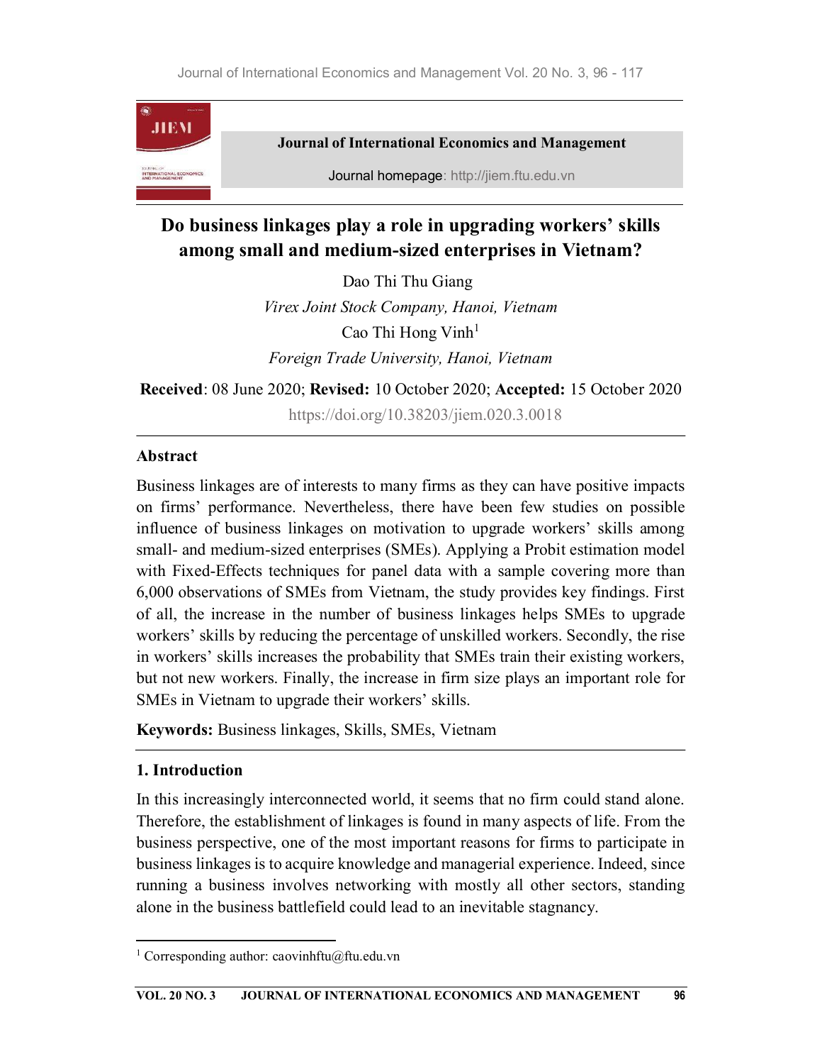Journal of International Economics and Management

Journal homepage: http://jiem.ftu.edu.vn

# Do business linkages play a role in upgrading workers' skills among small and medium-sized enterprises in Vietnam?

Dao Thi Thu Giang

*Virex Joint Stock Company, Hanoi, Vietnam*

Cao Thi Hong Vinh[1]

*Foreign Trade University, Hanoi, Vietnam*

**Received**: 08 June 2020; **Revised:** 10 October 2020; **Accepted:** 15 October 2020

https://doi.org/10.38203/jiem.020.3.0018

## Abstract

Business linkages are of interests to many firms as they can have positive impacts on firms' performance. Nevertheless, there have been few studies on possible influence of business linkages on motivation to upgrade workers' skills among small- and medium-sized enterprises (SMEs). Applying a Probit estimation model with Fixed-Effects techniques for panel data with a sample covering more than 6,000 observations of SMEs from Vietnam, the study provides key findings. First of all, the increase in the number of business linkages helps SMEs to upgrade workers' skills by reducing the percentage of unskilled workers. Secondly, the rise in workers' skills increases the probability that SMEs train their existing workers, but not new workers. Finally, the increase in firm size plays an important role for SMEs in Vietnam to upgrade their workers' skills.

**Keywords:** Business linkages, Skills, SMEs, Vietnam

## 1. Introduction

In this increasingly interconnected world, it seems that no firm could stand alone. Therefore, the establishment of linkages is found in many aspects of life. From the business perspective, one of the most important reasons for firms to participate in business linkages is to acquire knowledge and managerial experience. Indeed, since running a business involves networking with mostly all other sectors, standing alone in the business battlefield could lead to an inevitable stagnancy.

[1] Corresponding author: caovinhftu@ftu.edu.vn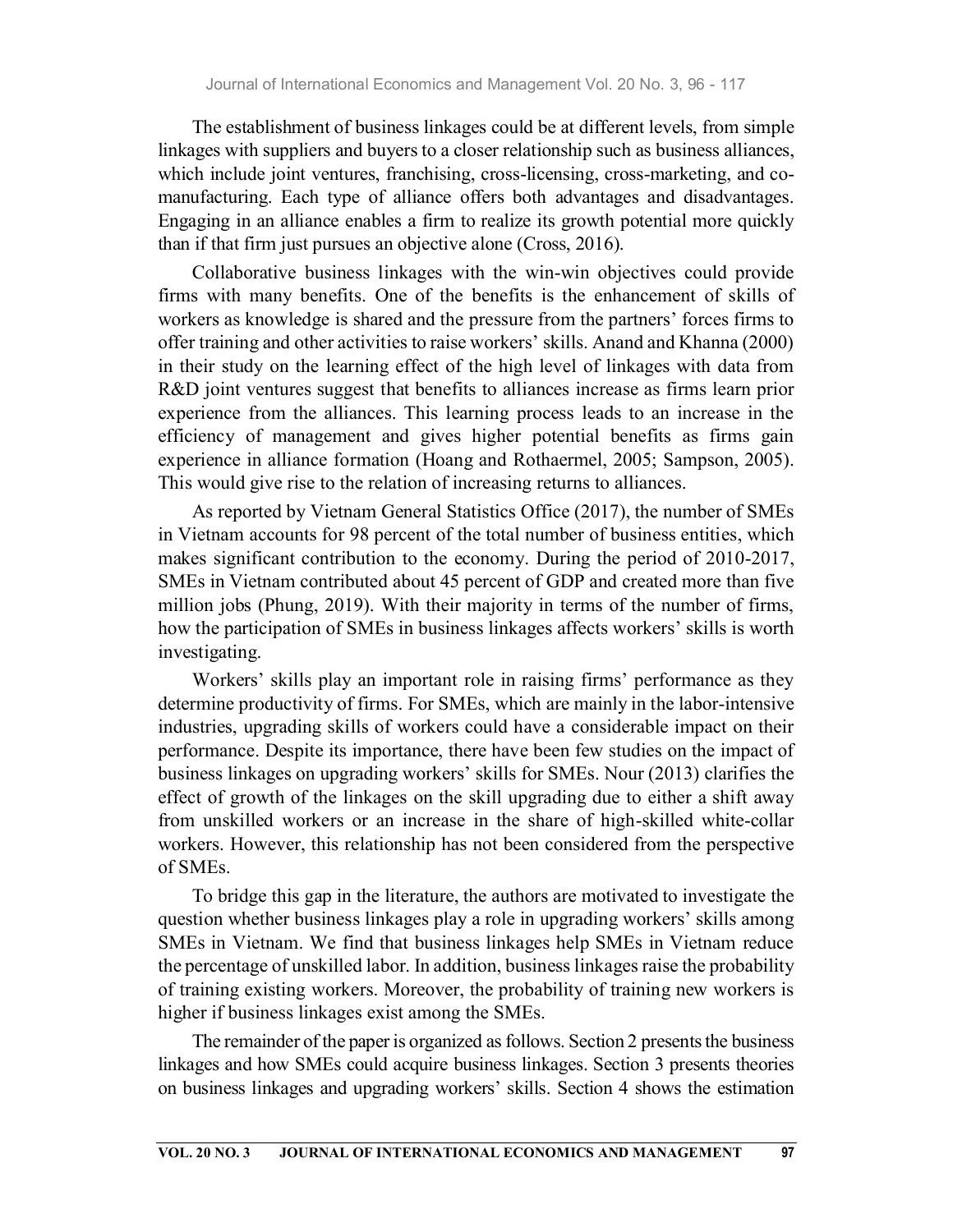The establishment of business linkages could be at different levels, from simple linkages with suppliers and buyers to a closer relationship such as business alliances, which include joint ventures, franchising, cross-licensing, cross-marketing, and co-manufacturing. Each type of alliance offers both advantages and disadvantages. Engaging in an alliance enables a firm to realize its growth potential more quickly than if that firm just pursues an objective alone (Cross, 2016).

Collaborative business linkages with the win-win objectives could provide firms with many benefits. One of the benefits is the enhancement of skills of workers as knowledge is shared and the pressure from the partners' forces firms to offer training and other activities to raise workers' skills. Anand and Khanna (2000) in their study on the learning effect of the high level of linkages with data from R&D joint ventures suggest that benefits to alliances increase as firms learn prior experience from the alliances. This learning process leads to an increase in the efficiency of management and gives higher potential benefits as firms gain experience in alliance formation (Hoang and Rothaermel, 2005; Sampson, 2005). This would give rise to the relation of increasing returns to alliances.

As reported by Vietnam General Statistics Office (2017), the number of SMEs in Vietnam accounts for 98 percent of the total number of business entities, which makes significant contribution to the economy. During the period of 2010-2017, SMEs in Vietnam contributed about 45 percent of GDP and created more than five million jobs (Phung, 2019). With their majority in terms of the number of firms, how the participation of SMEs in business linkages affects workers' skills is worth investigating.

Workers' skills play an important role in raising firms' performance as they determine productivity of firms. For SMEs, which are mainly in the labor-intensive industries, upgrading skills of workers could have a considerable impact on their performance. Despite its importance, there have been few studies on the impact of business linkages on upgrading workers' skills for SMEs. Nour (2013) clarifies the effect of growth of the linkages on the skill upgrading due to either a shift away from unskilled workers or an increase in the share of high-skilled white-collar workers. However, this relationship has not been considered from the perspective of SMEs.

To bridge this gap in the literature, the authors are motivated to investigate the question whether business linkages play a role in upgrading workers' skills among SMEs in Vietnam. We find that business linkages help SMEs in Vietnam reduce the percentage of unskilled labor. In addition, business linkages raise the probability of training existing workers. Moreover, the probability of training new workers is higher if business linkages exist among the SMEs.

The remainder of the paper is organized as follows. Section 2 presents the business linkages and how SMEs could acquire business linkages. Section 3 presents theories on business linkages and upgrading workers' skills. Section 4 shows the estimation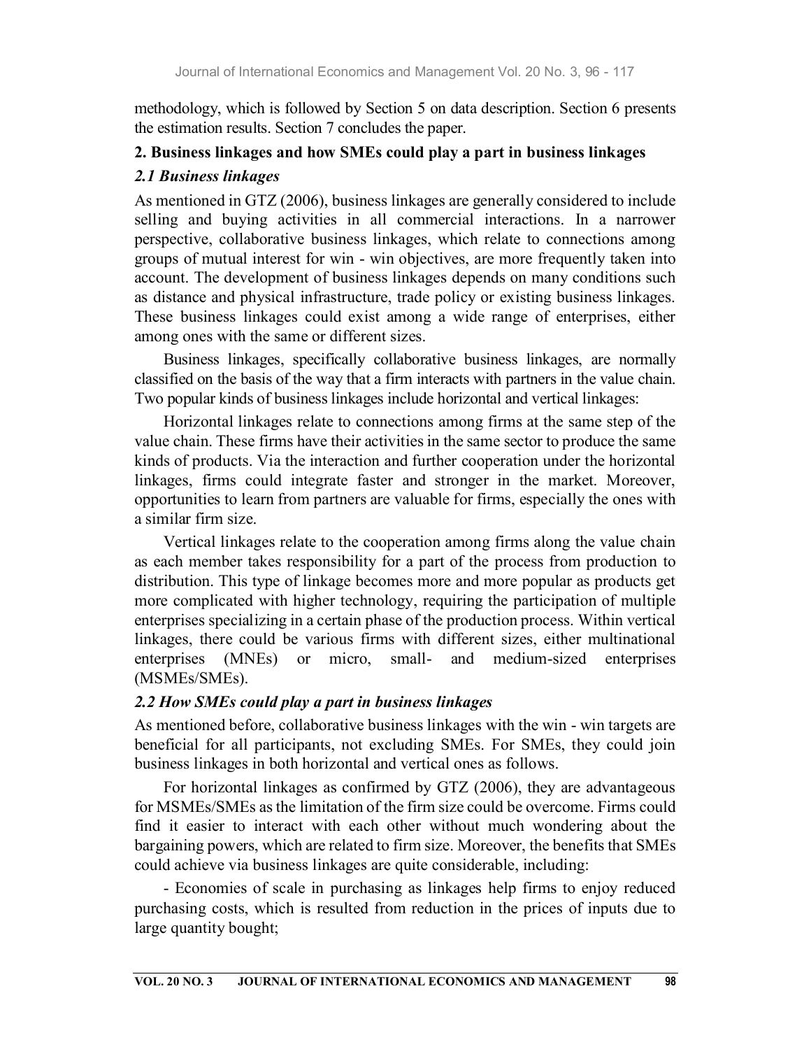methodology, which is followed by Section 5 on data description. Section 6 presents the estimation results. Section 7 concludes the paper.

## 2. Business linkages and how SMEs could play a part in business linkages

### *2.1 Business linkages*

As mentioned in GTZ (2006), business linkages are generally considered to include selling and buying activities in all commercial interactions. In a narrower perspective, collaborative business linkages, which relate to connections among groups of mutual interest for win - win objectives, are more frequently taken into account. The development of business linkages depends on many conditions such as distance and physical infrastructure, trade policy or existing business linkages. These business linkages could exist among a wide range of enterprises, either among ones with the same or different sizes.

Business linkages, specifically collaborative business linkages, are normally classified on the basis of the way that a firm interacts with partners in the value chain. Two popular kinds of business linkages include horizontal and vertical linkages:

Horizontal linkages relate to connections among firms at the same step of the value chain. These firms have their activities in the same sector to produce the same kinds of products. Via the interaction and further cooperation under the horizontal linkages, firms could integrate faster and stronger in the market. Moreover, opportunities to learn from partners are valuable for firms, especially the ones with a similar firm size.

Vertical linkages relate to the cooperation among firms along the value chain as each member takes responsibility for a part of the process from production to distribution. This type of linkage becomes more and more popular as products get more complicated with higher technology, requiring the participation of multiple enterprises specializing in a certain phase of the production process. Within vertical linkages, there could be various firms with different sizes, either multinational enterprises (MNEs) or micro, small- and medium-sized enterprises (MSMEs/SMEs).

### *2.2 How SMEs could play a part in business linkages*

As mentioned before, collaborative business linkages with the win - win targets are beneficial for all participants, not excluding SMEs. For SMEs, they could join business linkages in both horizontal and vertical ones as follows.

For horizontal linkages as confirmed by GTZ (2006), they are advantageous for MSMEs/SMEs as the limitation of the firm size could be overcome. Firms could find it easier to interact with each other without much wondering about the bargaining powers, which are related to firm size. Moreover, the benefits that SMEs could achieve via business linkages are quite considerable, including:

- Economies of scale in purchasing as linkages help firms to enjoy reduced purchasing costs, which is resulted from reduction in the prices of inputs due to large quantity bought;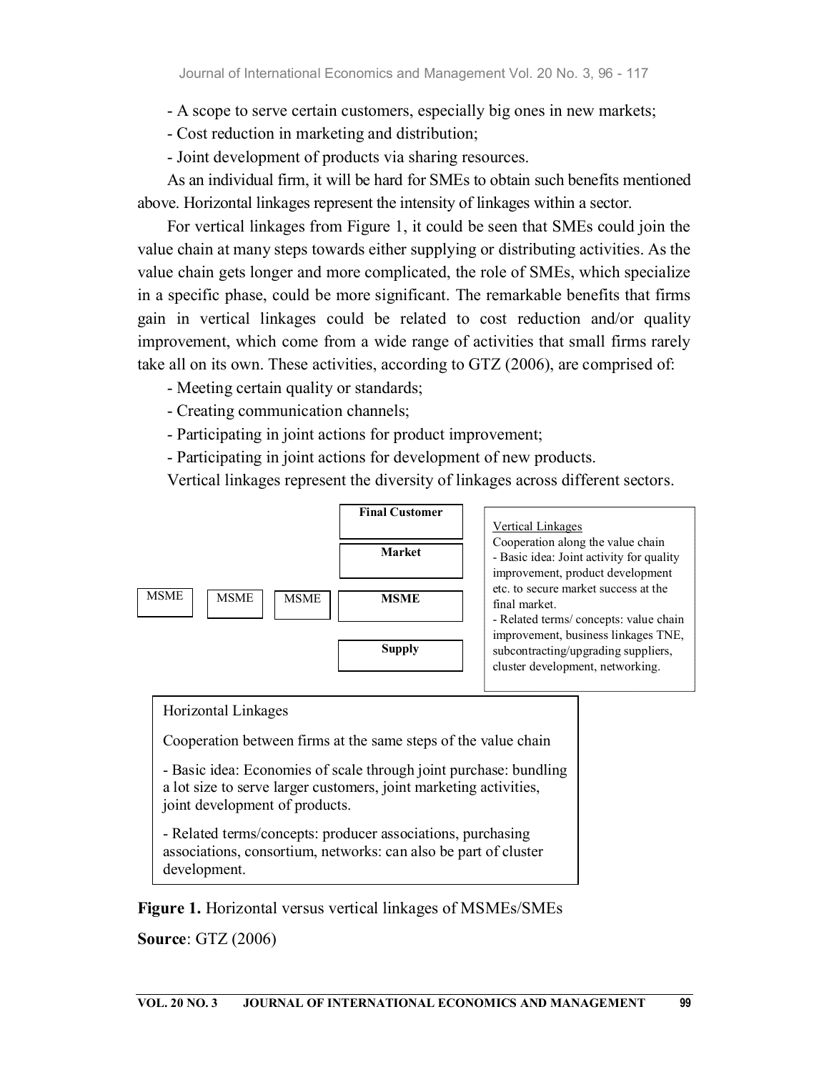- A scope to serve certain customers, especially big ones in new markets;

- Cost reduction in marketing and distribution;

- Joint development of products via sharing resources.

As an individual firm, it will be hard for SMEs to obtain such benefits mentioned above. Horizontal linkages represent the intensity of linkages within a sector.

For vertical linkages from Figure 1, it could be seen that SMEs could join the value chain at many steps towards either supplying or distributing activities. As the value chain gets longer and more complicated, the role of SMEs, which specialize in a specific phase, could be more significant. The remarkable benefits that firms gain in vertical linkages could be related to cost reduction and/or quality improvement, which come from a wide range of activities that small firms rarely take all on its own. These activities, according to GTZ (2006), are comprised of:

- Meeting certain quality or standards;

- Creating communication channels;

- Participating in joint actions for product improvement;

- Participating in joint actions for development of new products.

Vertical linkages represent the diversity of linkages across different sectors.

**Final Customer**

**Market**

MSME MSME MSME **MSME**

**Supply**

Vertical Linkages
Cooperation along the value chain
- Basic idea: Joint activity for quality improvement, product development etc. to secure market success at the final market.
- Related terms/ concepts: value chain improvement, business linkages TNE, subcontracting/upgrading suppliers, cluster development, networking.

Horizontal Linkages

Cooperation between firms at the same steps of the value chain

- Basic idea: Economies of scale through joint purchase: bundling a lot size to serve larger customers, joint marketing activities, joint development of products.

- Related terms/concepts: producer associations, purchasing associations, consortium, networks: can also be part of cluster development.

**Figure 1.** Horizontal versus vertical linkages of MSMEs/SMEs

**Source**: GTZ (2006)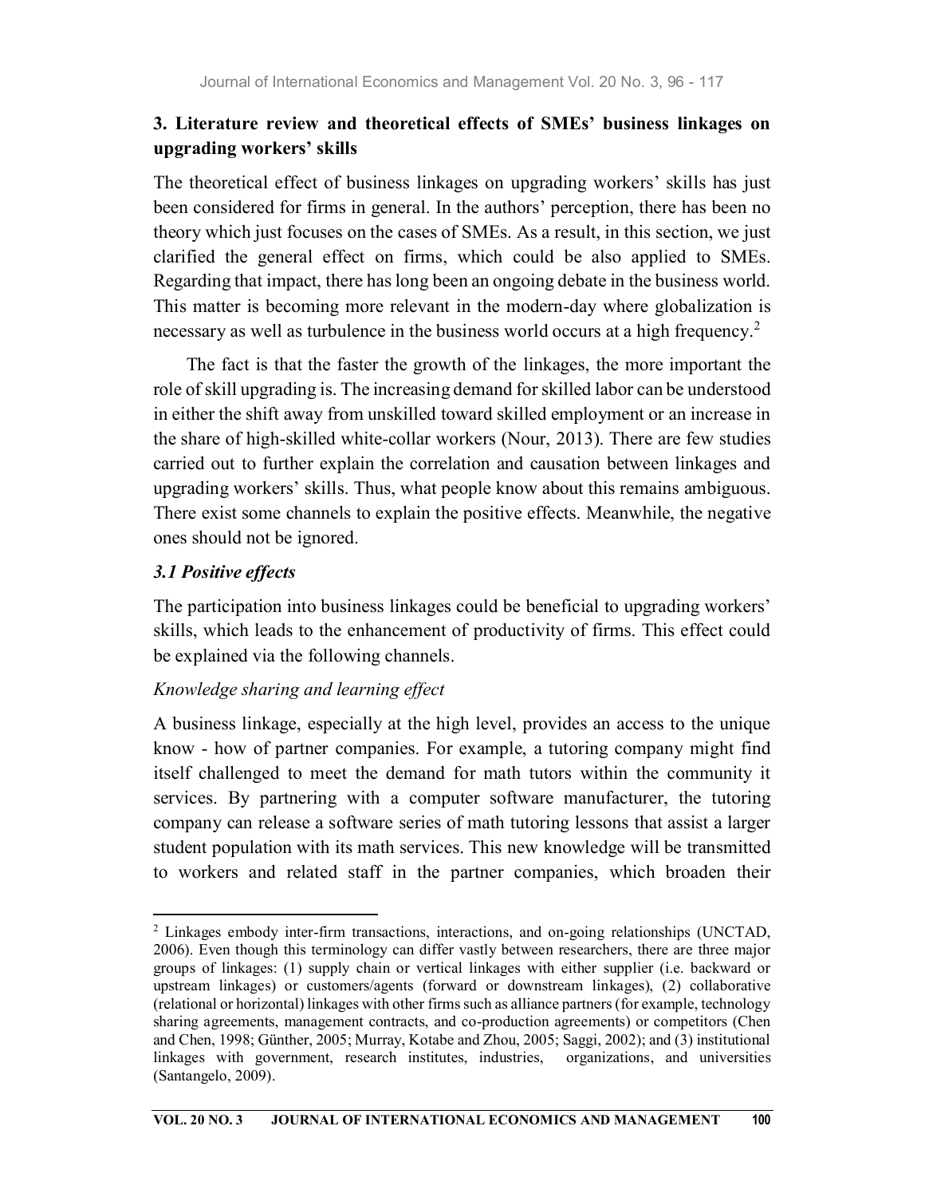## 3. Literature review and theoretical effects of SMEs' business linkages on upgrading workers' skills

The theoretical effect of business linkages on upgrading workers' skills has just been considered for firms in general. In the authors' perception, there has been no theory which just focuses on the cases of SMEs. As a result, in this section, we just clarified the general effect on firms, which could be also applied to SMEs. Regarding that impact, there has long been an ongoing debate in the business world. This matter is becoming more relevant in the modern-day where globalization is necessary as well as turbulence in the business world occurs at a high frequency.[2]

The fact is that the faster the growth of the linkages, the more important the role of skill upgrading is. The increasing demand for skilled labor can be understood in either the shift away from unskilled toward skilled employment or an increase in the share of high-skilled white-collar workers (Nour, 2013). There are few studies carried out to further explain the correlation and causation between linkages and upgrading workers' skills. Thus, what people know about this remains ambiguous. There exist some channels to explain the positive effects. Meanwhile, the negative ones should not be ignored.

### *3.1 Positive effects*

The participation into business linkages could be beneficial to upgrading workers' skills, which leads to the enhancement of productivity of firms. This effect could be explained via the following channels.

*Knowledge sharing and learning effect*

A business linkage, especially at the high level, provides an access to the unique know - how of partner companies. For example, a tutoring company might find itself challenged to meet the demand for math tutors within the community it services. By partnering with a computer software manufacturer, the tutoring company can release a software series of math tutoring lessons that assist a larger student population with its math services. This new knowledge will be transmitted to workers and related staff in the partner companies, which broaden their

---

[2] Linkages embody inter-firm transactions, interactions, and on-going relationships (UNCTAD, 2006). Even though this terminology can differ vastly between researchers, there are three major groups of linkages: (1) supply chain or vertical linkages with either supplier (i.e. backward or upstream linkages) or customers/agents (forward or downstream linkages), (2) collaborative (relational or horizontal) linkages with other firms such as alliance partners (for example, technology sharing agreements, management contracts, and co-production agreements) or competitors (Chen and Chen, 1998; Günther, 2005; Murray, Kotabe and Zhou, 2005; Saggi, 2002); and (3) institutional linkages with government, research institutes, industries, organizations, and universities (Santangelo, 2009).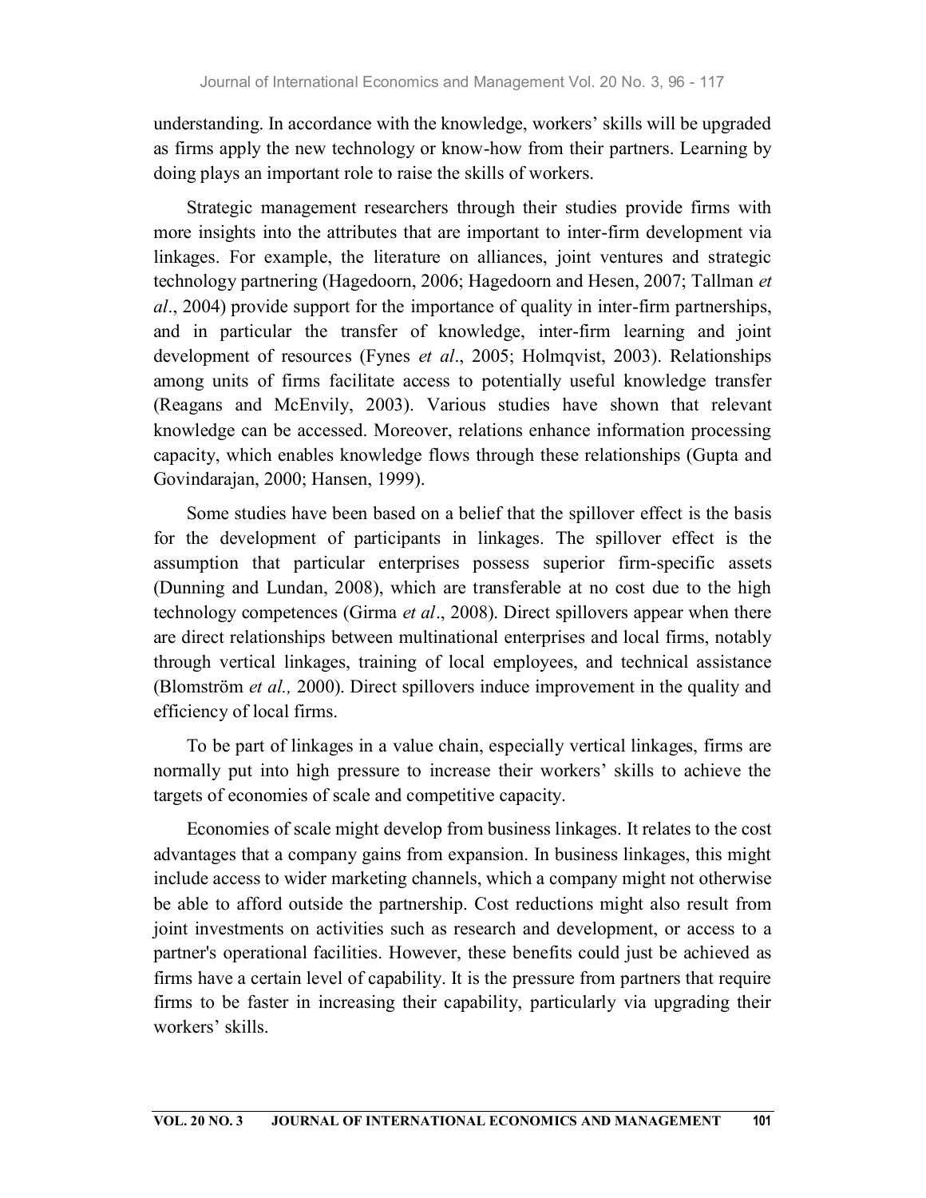understanding. In accordance with the knowledge, workers' skills will be upgraded as firms apply the new technology or know-how from their partners. Learning by doing plays an important role to raise the skills of workers.

Strategic management researchers through their studies provide firms with more insights into the attributes that are important to inter-firm development via linkages. For example, the literature on alliances, joint ventures and strategic technology partnering (Hagedoorn, 2006; Hagedoorn and Hesen, 2007; Tallman *et al*., 2004) provide support for the importance of quality in inter-firm partnerships, and in particular the transfer of knowledge, inter-firm learning and joint development of resources (Fynes *et al*., 2005; Holmqvist, 2003). Relationships among units of firms facilitate access to potentially useful knowledge transfer (Reagans and McEnvily, 2003). Various studies have shown that relevant knowledge can be accessed. Moreover, relations enhance information processing capacity, which enables knowledge flows through these relationships (Gupta and Govindarajan, 2000; Hansen, 1999).

Some studies have been based on a belief that the spillover effect is the basis for the development of participants in linkages. The spillover effect is the assumption that particular enterprises possess superior firm-specific assets (Dunning and Lundan, 2008), which are transferable at no cost due to the high technology competences (Girma *et al*., 2008). Direct spillovers appear when there are direct relationships between multinational enterprises and local firms, notably through vertical linkages, training of local employees, and technical assistance (Blomström *et al.,* 2000). Direct spillovers induce improvement in the quality and efficiency of local firms.

To be part of linkages in a value chain, especially vertical linkages, firms are normally put into high pressure to increase their workers' skills to achieve the targets of economies of scale and competitive capacity.

Economies of scale might develop from business linkages. It relates to the cost advantages that a company gains from expansion. In business linkages, this might include access to wider marketing channels, which a company might not otherwise be able to afford outside the partnership. Cost reductions might also result from joint investments on activities such as research and development, or access to a partner's operational facilities. However, these benefits could just be achieved as firms have a certain level of capability. It is the pressure from partners that require firms to be faster in increasing their capability, particularly via upgrading their workers' skills.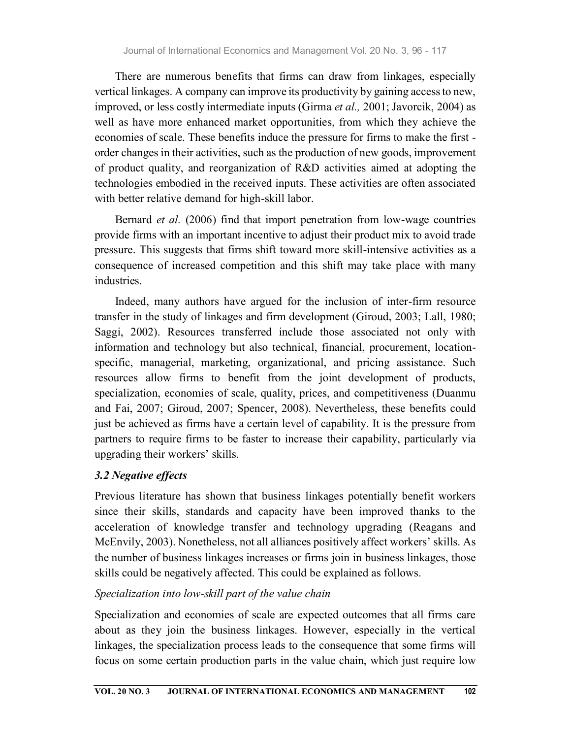There are numerous benefits that firms can draw from linkages, especially vertical linkages. A company can improve its productivity by gaining access to new, improved, or less costly intermediate inputs (Girma *et al.,* 2001; Javorcik, 2004) as well as have more enhanced market opportunities, from which they achieve the economies of scale. These benefits induce the pressure for firms to make the first - order changes in their activities, such as the production of new goods, improvement of product quality, and reorganization of R&D activities aimed at adopting the technologies embodied in the received inputs. These activities are often associated with better relative demand for high-skill labor.

Bernard *et al.* (2006) find that import penetration from low-wage countries provide firms with an important incentive to adjust their product mix to avoid trade pressure. This suggests that firms shift toward more skill-intensive activities as a consequence of increased competition and this shift may take place with many industries.

Indeed, many authors have argued for the inclusion of inter-firm resource transfer in the study of linkages and firm development (Giroud, 2003; Lall, 1980; Saggi, 2002). Resources transferred include those associated not only with information and technology but also technical, financial, procurement, location-specific, managerial, marketing, organizational, and pricing assistance. Such resources allow firms to benefit from the joint development of products, specialization, economies of scale, quality, prices, and competitiveness (Duanmu and Fai, 2007; Giroud, 2007; Spencer, 2008). Nevertheless, these benefits could just be achieved as firms have a certain level of capability. It is the pressure from partners to require firms to be faster to increase their capability, particularly via upgrading their workers' skills.

### *3.2 Negative effects*

Previous literature has shown that business linkages potentially benefit workers since their skills, standards and capacity have been improved thanks to the acceleration of knowledge transfer and technology upgrading (Reagans and McEnvily, 2003). Nonetheless, not all alliances positively affect workers' skills. As the number of business linkages increases or firms join in business linkages, those skills could be negatively affected. This could be explained as follows.

*Specialization into low-skill part of the value chain*

Specialization and economies of scale are expected outcomes that all firms care about as they join the business linkages. However, especially in the vertical linkages, the specialization process leads to the consequence that some firms will focus on some certain production parts in the value chain, which just require low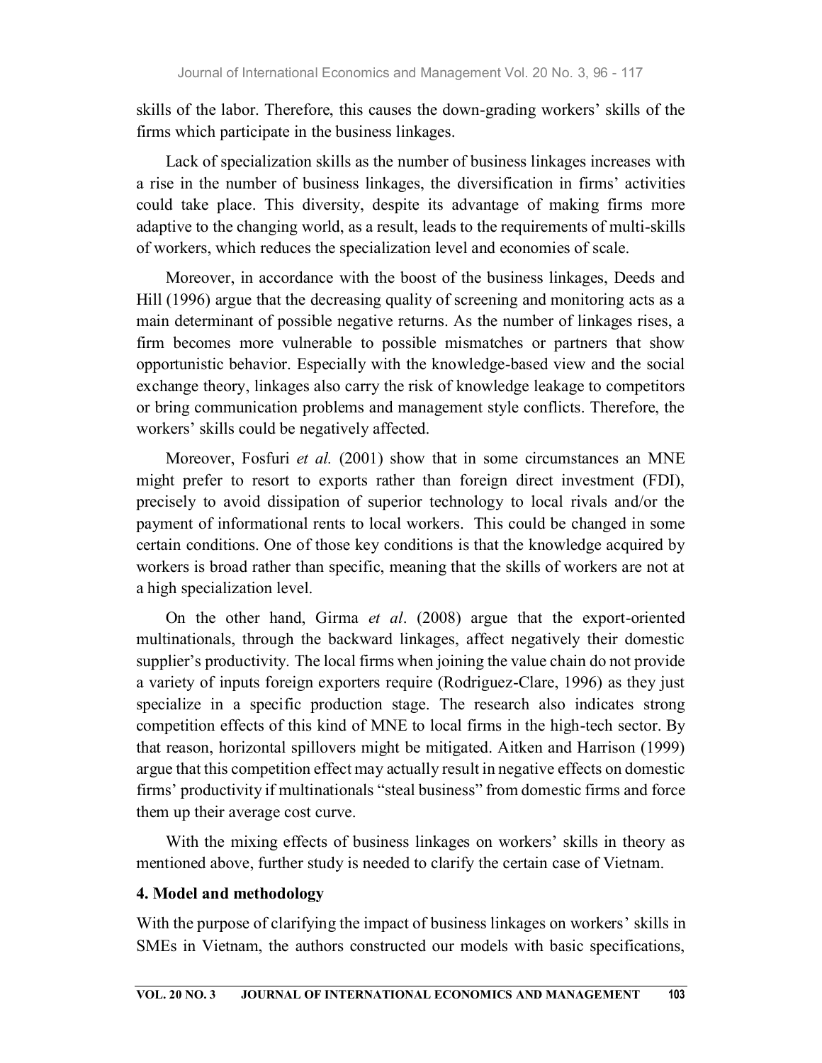skills of the labor. Therefore, this causes the down-grading workers' skills of the firms which participate in the business linkages.

Lack of specialization skills as the number of business linkages increases with a rise in the number of business linkages, the diversification in firms' activities could take place. This diversity, despite its advantage of making firms more adaptive to the changing world, as a result, leads to the requirements of multi-skills of workers, which reduces the specialization level and economies of scale.

Moreover, in accordance with the boost of the business linkages, Deeds and Hill (1996) argue that the decreasing quality of screening and monitoring acts as a main determinant of possible negative returns. As the number of linkages rises, a firm becomes more vulnerable to possible mismatches or partners that show opportunistic behavior. Especially with the knowledge-based view and the social exchange theory, linkages also carry the risk of knowledge leakage to competitors or bring communication problems and management style conflicts. Therefore, the workers' skills could be negatively affected.

Moreover, Fosfuri *et al.* (2001) show that in some circumstances an MNE might prefer to resort to exports rather than foreign direct investment (FDI), precisely to avoid dissipation of superior technology to local rivals and/or the payment of informational rents to local workers. This could be changed in some certain conditions. One of those key conditions is that the knowledge acquired by workers is broad rather than specific, meaning that the skills of workers are not at a high specialization level.

On the other hand, Girma *et al*. (2008) argue that the export-oriented multinationals, through the backward linkages, affect negatively their domestic supplier's productivity. The local firms when joining the value chain do not provide a variety of inputs foreign exporters require (Rodriguez-Clare, 1996) as they just specialize in a specific production stage. The research also indicates strong competition effects of this kind of MNE to local firms in the high-tech sector. By that reason, horizontal spillovers might be mitigated. Aitken and Harrison (1999) argue that this competition effect may actually result in negative effects on domestic firms' productivity if multinationals "steal business" from domestic firms and force them up their average cost curve.

With the mixing effects of business linkages on workers' skills in theory as mentioned above, further study is needed to clarify the certain case of Vietnam.

## 4. Model and methodology

With the purpose of clarifying the impact of business linkages on workers' skills in SMEs in Vietnam, the authors constructed our models with basic specifications,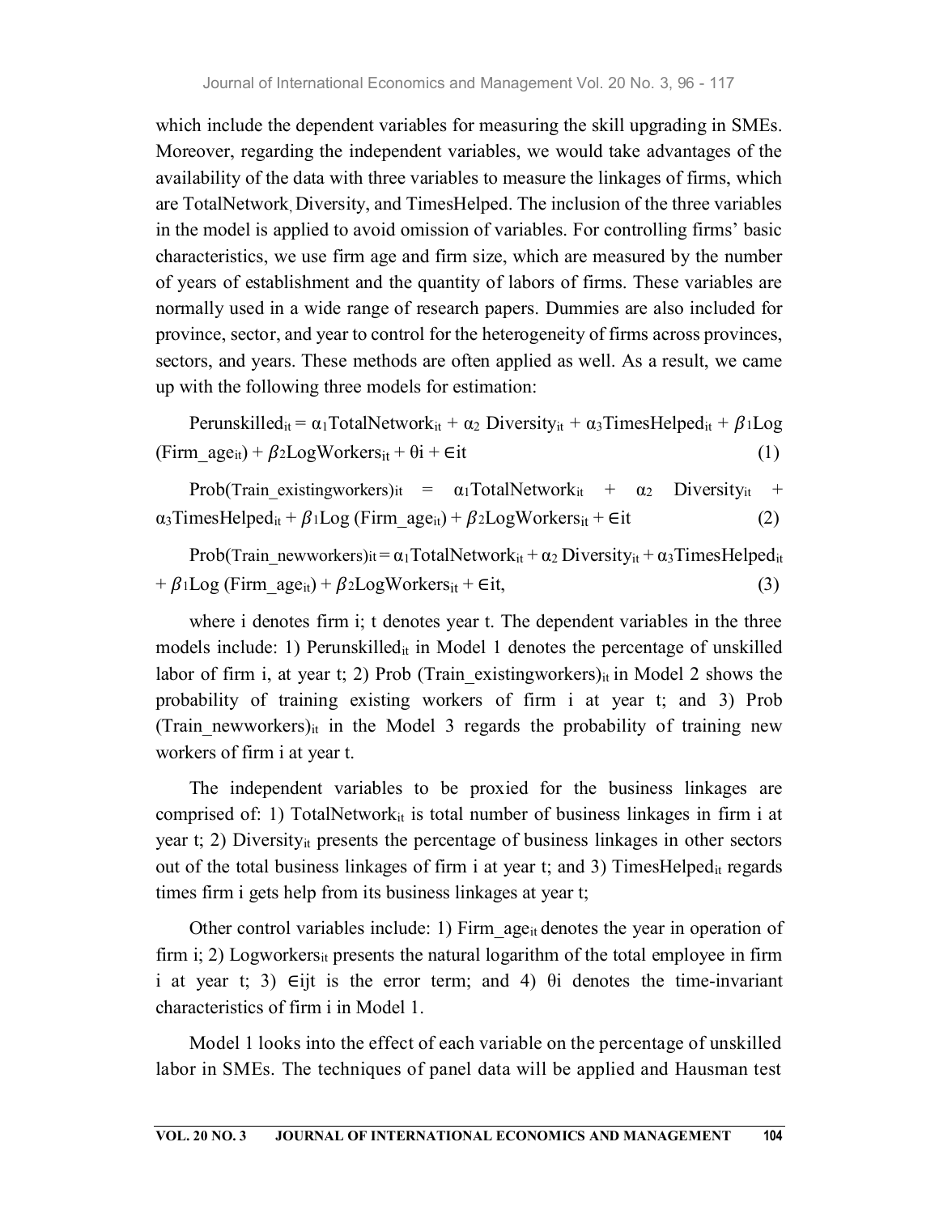which include the dependent variables for measuring the skill upgrading in SMEs. Moreover, regarding the independent variables, we would take advantages of the availability of the data with three variables to measure the linkages of firms, which are TotalNetwork, Diversity, and TimesHelped. The inclusion of the three variables in the model is applied to avoid omission of variables. For controlling firms' basic characteristics, we use firm age and firm size, which are measured by the number of years of establishment and the quantity of labors of firms. These variables are normally used in a wide range of research papers. Dummies are also included for province, sector, and year to control for the heterogeneity of firms across provinces, sectors, and years. These methods are often applied as well. As a result, we came up with the following three models for estimation:

$$Perunskilled_{it} = \alpha_1 TotalNetwork_{it} + \alpha_2\, Diversity_{it} + \alpha_3 TimesHelped_{it} + \beta_1 Log\,(Firm\_age_{it}) + \beta_2 LogWorkers_{it} + \theta i + \in it \quad (1)$$

$$Prob(Train\_existingworkers)_{it} = \alpha_1 TotalNetwork_{it} + \alpha_2\, Diversity_{it} + \alpha_3 TimesHelped_{it} + \beta_1 Log\,(Firm\_age_{it}) + \beta_2 LogWorkers_{it} + \in it \quad (2)$$

$$Prob(Train\_newworkers)_{it} = \alpha_1 TotalNetwork_{it} + \alpha_2\, Diversity_{it} + \alpha_3 TimesHelped_{it} + \beta_1 Log\,(Firm\_age_{it}) + \beta_2 LogWorkers_{it} + \in it, \quad (3)$$

where i denotes firm i; t denotes year t. The dependent variables in the three models include: 1) $Perunskilled_{it}$ in Model 1 denotes the percentage of unskilled labor of firm i, at year t; 2) Prob $(Train\_existingworkers)_{it}$ in Model 2 shows the probability of training existing workers of firm i at year t; and 3) Prob $(Train\_newworkers)_{it}$ in the Model 3 regards the probability of training new workers of firm i at year t.

The independent variables to be proxied for the business linkages are comprised of: 1) $TotalNetwork_{it}$ is total number of business linkages in firm i at year t; 2) $Diversity_{it}$ presents the percentage of business linkages in other sectors out of the total business linkages of firm i at year t; and 3) $TimesHelped_{it}$ regards times firm i gets help from its business linkages at year t;

Other control variables include: 1) $Firm\_age_{it}$ denotes the year in operation of firm i; 2) $Logworkers_{it}$ presents the natural logarithm of the total employee in firm i at year t; 3) $\in ijt$ is the error term; and 4) $\theta i$ denotes the time-invariant characteristics of firm i in Model 1.

Model 1 looks into the effect of each variable on the percentage of unskilled labor in SMEs. The techniques of panel data will be applied and Hausman test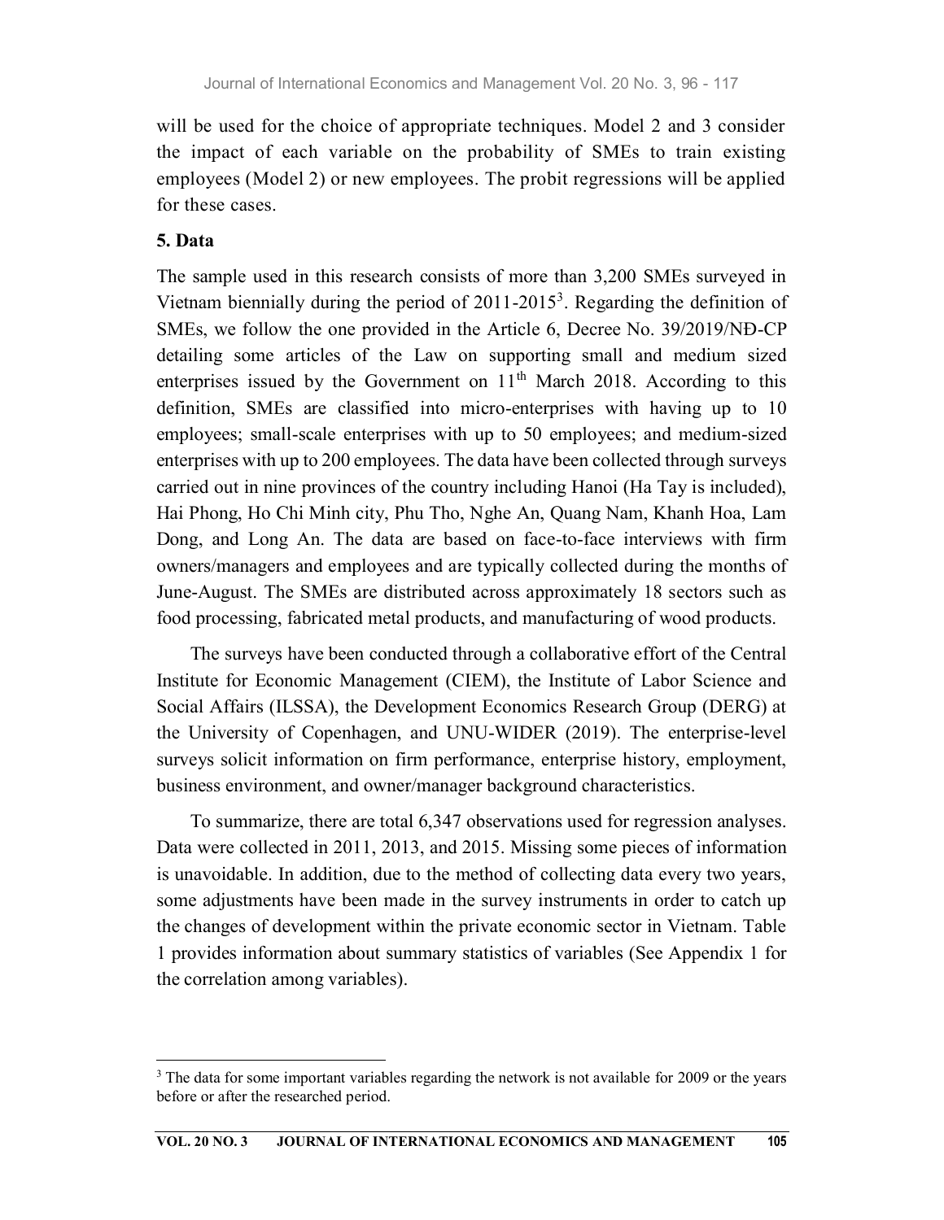will be used for the choice of appropriate techniques. Model 2 and 3 consider the impact of each variable on the probability of SMEs to train existing employees (Model 2) or new employees. The probit regressions will be applied for these cases.

## 5. Data

The sample used in this research consists of more than 3,200 SMEs surveyed in Vietnam biennially during the period of 2011-2015[3]. Regarding the definition of SMEs, we follow the one provided in the Article 6, Decree No. 39/2019/NĐ-CP detailing some articles of the Law on supporting small and medium sized enterprises issued by the Government on 11th March 2018. According to this definition, SMEs are classified into micro-enterprises with having up to 10 employees; small-scale enterprises with up to 50 employees; and medium-sized enterprises with up to 200 employees. The data have been collected through surveys carried out in nine provinces of the country including Hanoi (Ha Tay is included), Hai Phong, Ho Chi Minh city, Phu Tho, Nghe An, Quang Nam, Khanh Hoa, Lam Dong, and Long An. The data are based on face-to-face interviews with firm owners/managers and employees and are typically collected during the months of June-August. The SMEs are distributed across approximately 18 sectors such as food processing, fabricated metal products, and manufacturing of wood products.

The surveys have been conducted through a collaborative effort of the Central Institute for Economic Management (CIEM), the Institute of Labor Science and Social Affairs (ILSSA), the Development Economics Research Group (DERG) at the University of Copenhagen, and UNU-WIDER (2019). The enterprise-level surveys solicit information on firm performance, enterprise history, employment, business environment, and owner/manager background characteristics.

To summarize, there are total 6,347 observations used for regression analyses. Data were collected in 2011, 2013, and 2015. Missing some pieces of information is unavoidable. In addition, due to the method of collecting data every two years, some adjustments have been made in the survey instruments in order to catch up the changes of development within the private economic sector in Vietnam. Table 1 provides information about summary statistics of variables (See Appendix 1 for the correlation among variables).

---

[3] The data for some important variables regarding the network is not available for 2009 or the years before or after the researched period.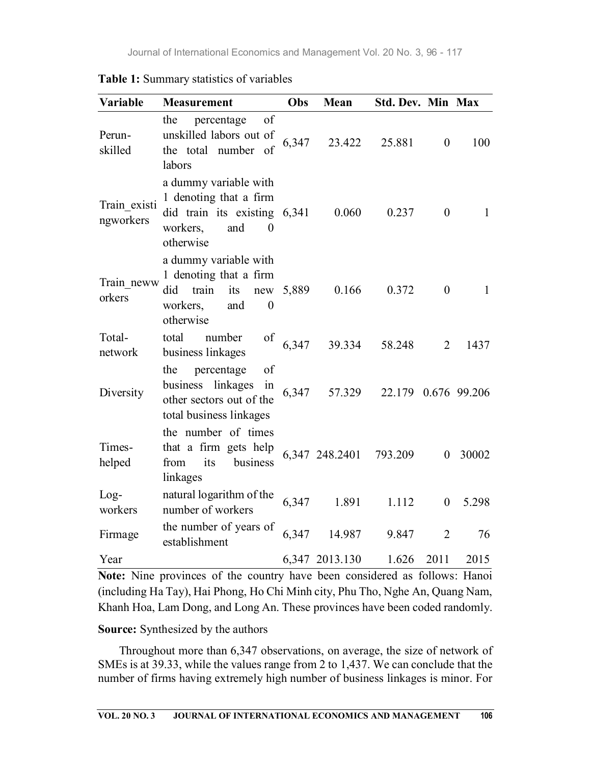**Table 1:** Summary statistics of variables

| Variable | Measurement | Obs | Mean | Std. Dev. | Min | Max |
|---|---|---|---|---|---|---|
| Perun-skilled | the percentage of unskilled labors out of the total number of labors | 6,347 | 23.422 | 25.881 | 0 | 100 |
| Train_existingworkers | a dummy variable with 1 denoting that a firm did train its existing workers, and 0 otherwise | 6,341 | 0.060 | 0.237 | 0 | 1 |
| Train_newworkers | a dummy variable with 1 denoting that a firm did train its new workers, and 0 otherwise | 5,889 | 0.166 | 0.372 | 0 | 1 |
| Total-network | total number of business linkages | 6,347 | 39.334 | 58.248 | 2 | 1437 |
| Diversity | the percentage of business linkages in other sectors out of the total business linkages | 6,347 | 57.329 | 22.179 | 0.676 | 99.206 |
| Times-helped | the number of times that a firm gets help from its business linkages | 6,347 | 248.2401 | 793.209 | 0 | 30002 |
| Log-workers | natural logarithm of the number of workers | 6,347 | 1.891 | 1.112 | 0 | 5.298 |
| Firmage | the number of years of establishment | 6,347 | 14.987 | 9.847 | 2 | 76 |
| Year | | 6,347 | 2013.130 | 1.626 | 2011 | 2015 |

**Note:** Nine provinces of the country have been considered as follows: Hanoi (including Ha Tay), Hai Phong, Ho Chi Minh city, Phu Tho, Nghe An, Quang Nam, Khanh Hoa, Lam Dong, and Long An. These provinces have been coded randomly.

**Source:** Synthesized by the authors

Throughout more than 6,347 observations, on average, the size of network of SMEs is at 39.33, while the values range from 2 to 1,437. We can conclude that the number of firms having extremely high number of business linkages is minor. For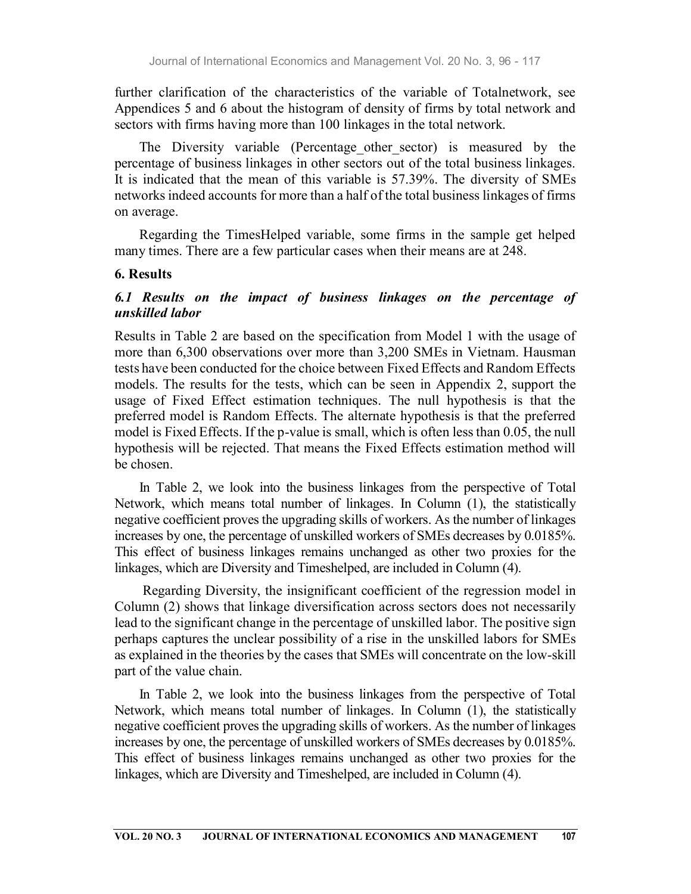further clarification of the characteristics of the variable of Totalnetwork, see Appendices 5 and 6 about the histogram of density of firms by total network and sectors with firms having more than 100 linkages in the total network.

The Diversity variable (Percentage_other_sector) is measured by the percentage of business linkages in other sectors out of the total business linkages. It is indicated that the mean of this variable is 57.39%. The diversity of SMEs networks indeed accounts for more than a half of the total business linkages of firms on average.

Regarding the TimesHelped variable, some firms in the sample get helped many times. There are a few particular cases when their means are at 248.

## 6. Results

### *6.1 Results on the impact of business linkages on the percentage of unskilled labor*

Results in Table 2 are based on the specification from Model 1 with the usage of more than 6,300 observations over more than 3,200 SMEs in Vietnam. Hausman tests have been conducted for the choice between Fixed Effects and Random Effects models. The results for the tests, which can be seen in Appendix 2, support the usage of Fixed Effect estimation techniques. The null hypothesis is that the preferred model is Random Effects. The alternate hypothesis is that the preferred model is Fixed Effects. If the p-value is small, which is often less than 0.05, the null hypothesis will be rejected. That means the Fixed Effects estimation method will be chosen.

In Table 2, we look into the business linkages from the perspective of Total Network, which means total number of linkages. In Column (1), the statistically negative coefficient proves the upgrading skills of workers. As the number of linkages increases by one, the percentage of unskilled workers of SMEs decreases by 0.0185%. This effect of business linkages remains unchanged as other two proxies for the linkages, which are Diversity and Timeshelped, are included in Column (4).

Regarding Diversity, the insignificant coefficient of the regression model in Column (2) shows that linkage diversification across sectors does not necessarily lead to the significant change in the percentage of unskilled labor. The positive sign perhaps captures the unclear possibility of a rise in the unskilled labors for SMEs as explained in the theories by the cases that SMEs will concentrate on the low-skill part of the value chain.

In Table 2, we look into the business linkages from the perspective of Total Network, which means total number of linkages. In Column (1), the statistically negative coefficient proves the upgrading skills of workers. As the number of linkages increases by one, the percentage of unskilled workers of SMEs decreases by 0.0185%. This effect of business linkages remains unchanged as other two proxies for the linkages, which are Diversity and Timeshelped, are included in Column (4).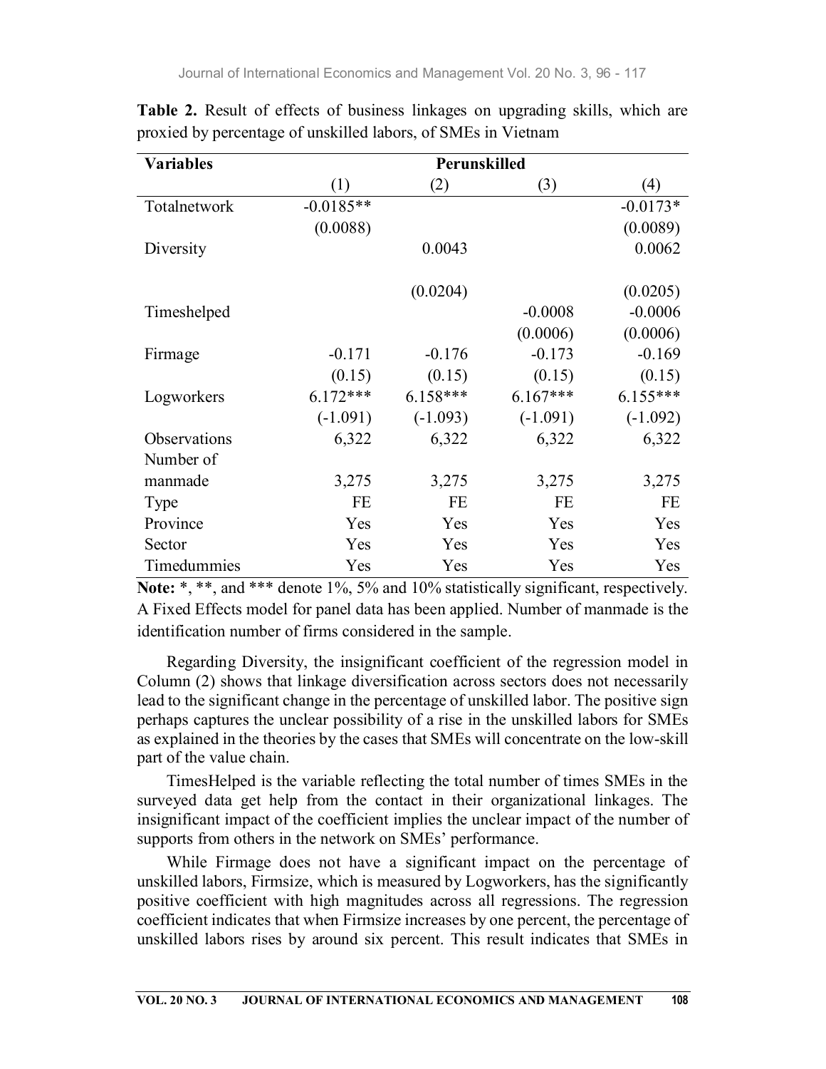**Table 2.** Result of effects of business linkages on upgrading skills, which are proxied by percentage of unskilled labors, of SMEs in Vietnam

| Variables | Perunskilled | | | |
|---|---|---|---|---|
| | (1) | (2) | (3) | (4) |
| Totalnetwork | -0.0185** | | | -0.0173* |
| | (0.0088) | | | (0.0089) |
| Diversity | | 0.0043 | | 0.0062 |
| | | (0.0204) | | (0.0205) |
| Timeshelped | | | -0.0008 | -0.0006 |
| | | | (0.0006) | (0.0006) |
| Firmage | -0.171 | -0.176 | -0.173 | -0.169 |
| | (0.15) | (0.15) | (0.15) | (0.15) |
| Logworkers | 6.172*** | 6.158*** | 6.167*** | 6.155*** |
| | (-1.091) | (-1.093) | (-1.091) | (-1.092) |
| Observations | 6,322 | 6,322 | 6,322 | 6,322 |
| Number of manmade | 3,275 | 3,275 | 3,275 | 3,275 |
| Type | FE | FE | FE | FE |
| Province | Yes | Yes | Yes | Yes |
| Sector | Yes | Yes | Yes | Yes |
| Timedummies | Yes | Yes | Yes | Yes |

**Note:** *, **, and *** denote 1%, 5% and 10% statistically significant, respectively. A Fixed Effects model for panel data has been applied. Number of manmade is the identification number of firms considered in the sample.

Regarding Diversity, the insignificant coefficient of the regression model in Column (2) shows that linkage diversification across sectors does not necessarily lead to the significant change in the percentage of unskilled labor. The positive sign perhaps captures the unclear possibility of a rise in the unskilled labors for SMEs as explained in the theories by the cases that SMEs will concentrate on the low-skill part of the value chain.

TimesHelped is the variable reflecting the total number of times SMEs in the surveyed data get help from the contact in their organizational linkages. The insignificant impact of the coefficient implies the unclear impact of the number of supports from others in the network on SMEs' performance.

While Firmage does not have a significant impact on the percentage of unskilled labors, Firmsize, which is measured by Logworkers, has the significantly positive coefficient with high magnitudes across all regressions. The regression coefficient indicates that when Firmsize increases by one percent, the percentage of unskilled labors rises by around six percent. This result indicates that SMEs in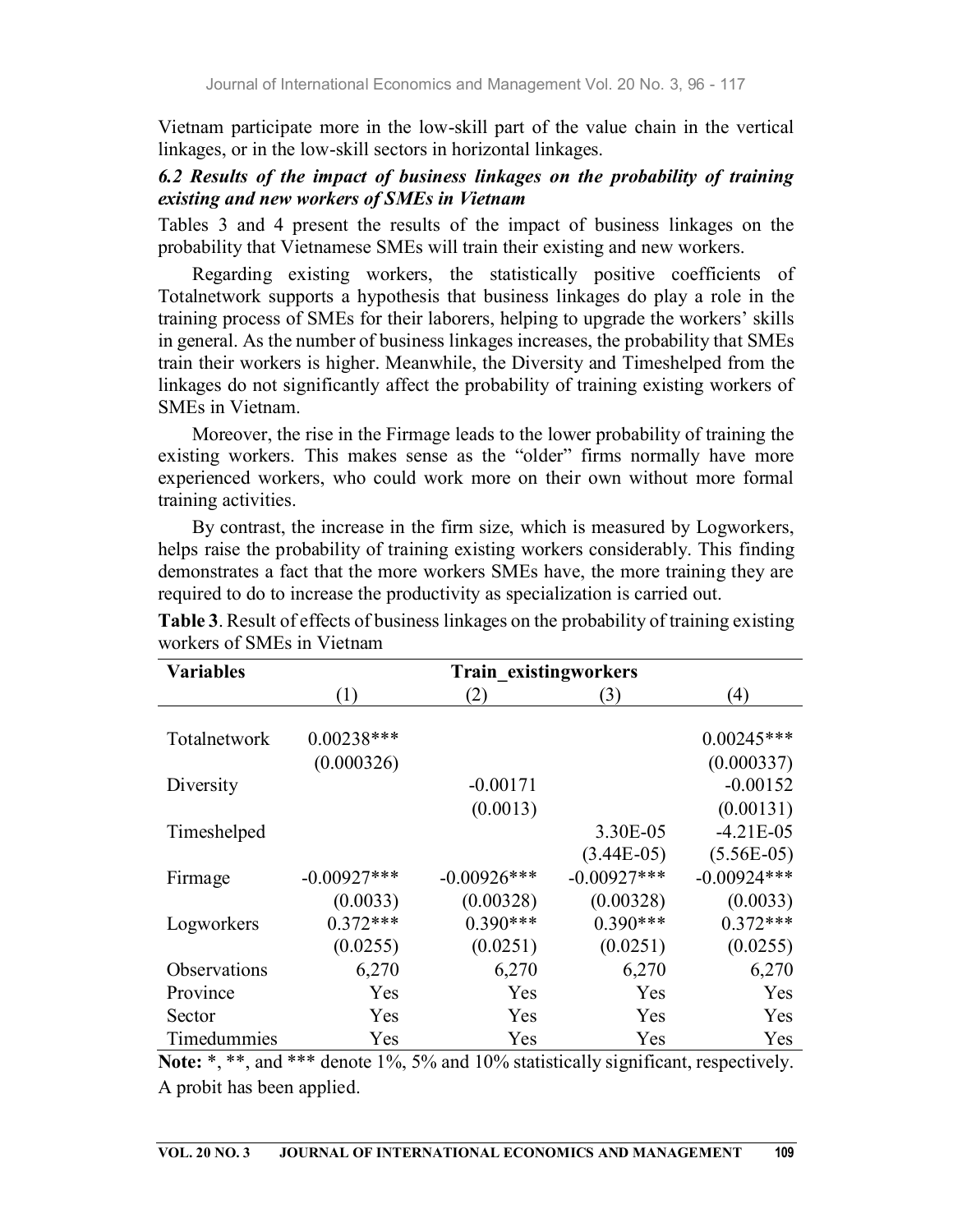Vietnam participate more in the low-skill part of the value chain in the vertical linkages, or in the low-skill sectors in horizontal linkages.

### *6.2 Results of the impact of business linkages on the probability of training existing and new workers of SMEs in Vietnam*

Tables 3 and 4 present the results of the impact of business linkages on the probability that Vietnamese SMEs will train their existing and new workers.

Regarding existing workers, the statistically positive coefficients of Totalnetwork supports a hypothesis that business linkages do play a role in the training process of SMEs for their laborers, helping to upgrade the workers' skills in general. As the number of business linkages increases, the probability that SMEs train their workers is higher. Meanwhile, the Diversity and Timeshelped from the linkages do not significantly affect the probability of training existing workers of SMEs in Vietnam.

Moreover, the rise in the Firmage leads to the lower probability of training the existing workers. This makes sense as the "older" firms normally have more experienced workers, who could work more on their own without more formal training activities.

By contrast, the increase in the firm size, which is measured by Logworkers, helps raise the probability of training existing workers considerably. This finding demonstrates a fact that the more workers SMEs have, the more training they are required to do to increase the productivity as specialization is carried out.

**Table 3**. Result of effects of business linkages on the probability of training existing workers of SMEs in Vietnam

| **Variables** | **Train_existingworkers** | | | |
|---|---|---|---|---|
| | (1) | (2) | (3) | (4) |
| Totalnetwork | 0.00238*** | | | 0.00245*** |
| | (0.000326) | | | (0.000337) |
| Diversity | | -0.00171 | | -0.00152 |
| | | (0.0013) | | (0.00131) |
| Timeshelped | | | 3.30E-05 | -4.21E-05 |
| | | | (3.44E-05) | (5.56E-05) |
| Firmage | -0.00927*** | -0.00926*** | -0.00927*** | -0.00924*** |
| | (0.0033) | (0.00328) | (0.00328) | (0.0033) |
| Logworkers | 0.372*** | 0.390*** | 0.390*** | 0.372*** |
| | (0.0255) | (0.0251) | (0.0251) | (0.0255) |
| Observations | 6,270 | 6,270 | 6,270 | 6,270 |
| Province | Yes | Yes | Yes | Yes |
| Sector | Yes | Yes | Yes | Yes |
| Timedummies | Yes | Yes | Yes | Yes |

**Note:** *, **, and *** denote 1%, 5% and 10% statistically significant, respectively.
A probit has been applied.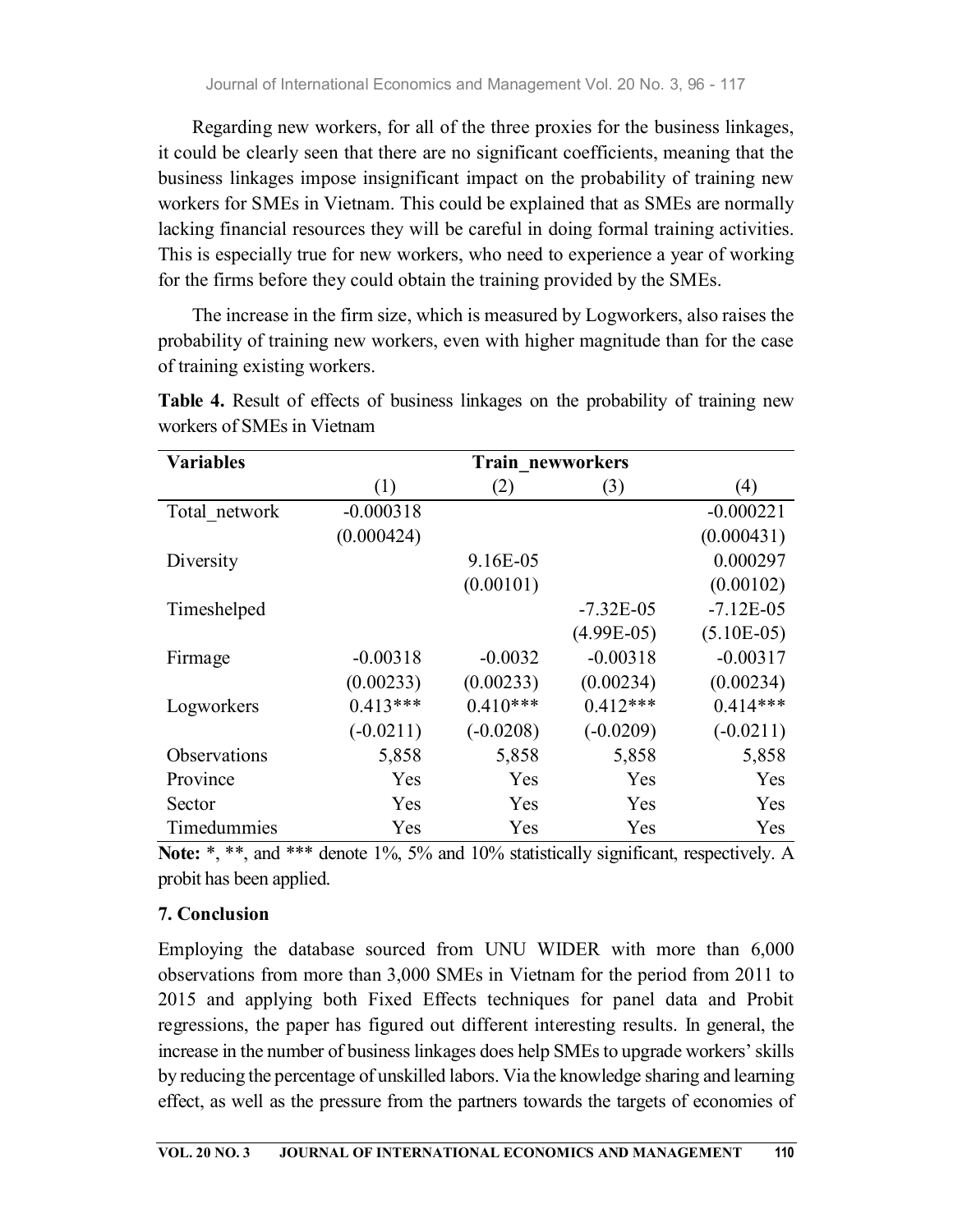Regarding new workers, for all of the three proxies for the business linkages, it could be clearly seen that there are no significant coefficients, meaning that the business linkages impose insignificant impact on the probability of training new workers for SMEs in Vietnam. This could be explained that as SMEs are normally lacking financial resources they will be careful in doing formal training activities. This is especially true for new workers, who need to experience a year of working for the firms before they could obtain the training provided by the SMEs.

The increase in the firm size, which is measured by Logworkers, also raises the probability of training new workers, even with higher magnitude than for the case of training existing workers.

**Table 4.** Result of effects of business linkages on the probability of training new workers of SMEs in Vietnam

| **Variables** | **Train_newworkers** | | | |
|---|---|---|---|---|
| | (1) | (2) | (3) | (4) |
| Total_network | -0.000318 | | | -0.000221 |
| | (0.000424) | | | (0.000431) |
| Diversity | | 9.16E-05 | | 0.000297 |
| | | (0.00101) | | (0.00102) |
| Timeshelped | | | -7.32E-05 | -7.12E-05 |
| | | | (4.99E-05) | (5.10E-05) |
| Firmage | -0.00318 | -0.0032 | -0.00318 | -0.00317 |
| | (0.00233) | (0.00233) | (0.00234) | (0.00234) |
| Logworkers | 0.413*** | 0.410*** | 0.412*** | 0.414*** |
| | (-0.0211) | (-0.0208) | (-0.0209) | (-0.0211) |
| Observations | 5,858 | 5,858 | 5,858 | 5,858 |
| Province | Yes | Yes | Yes | Yes |
| Sector | Yes | Yes | Yes | Yes |
| Timedummies | Yes | Yes | Yes | Yes |

**Note:** *, **, and *** denote 1%, 5% and 10% statistically significant, respectively. A probit has been applied.

## 7. Conclusion

Employing the database sourced from UNU WIDER with more than 6,000 observations from more than 3,000 SMEs in Vietnam for the period from 2011 to 2015 and applying both Fixed Effects techniques for panel data and Probit regressions, the paper has figured out different interesting results. In general, the increase in the number of business linkages does help SMEs to upgrade workers' skills by reducing the percentage of unskilled labors. Via the knowledge sharing and learning effect, as well as the pressure from the partners towards the targets of economies of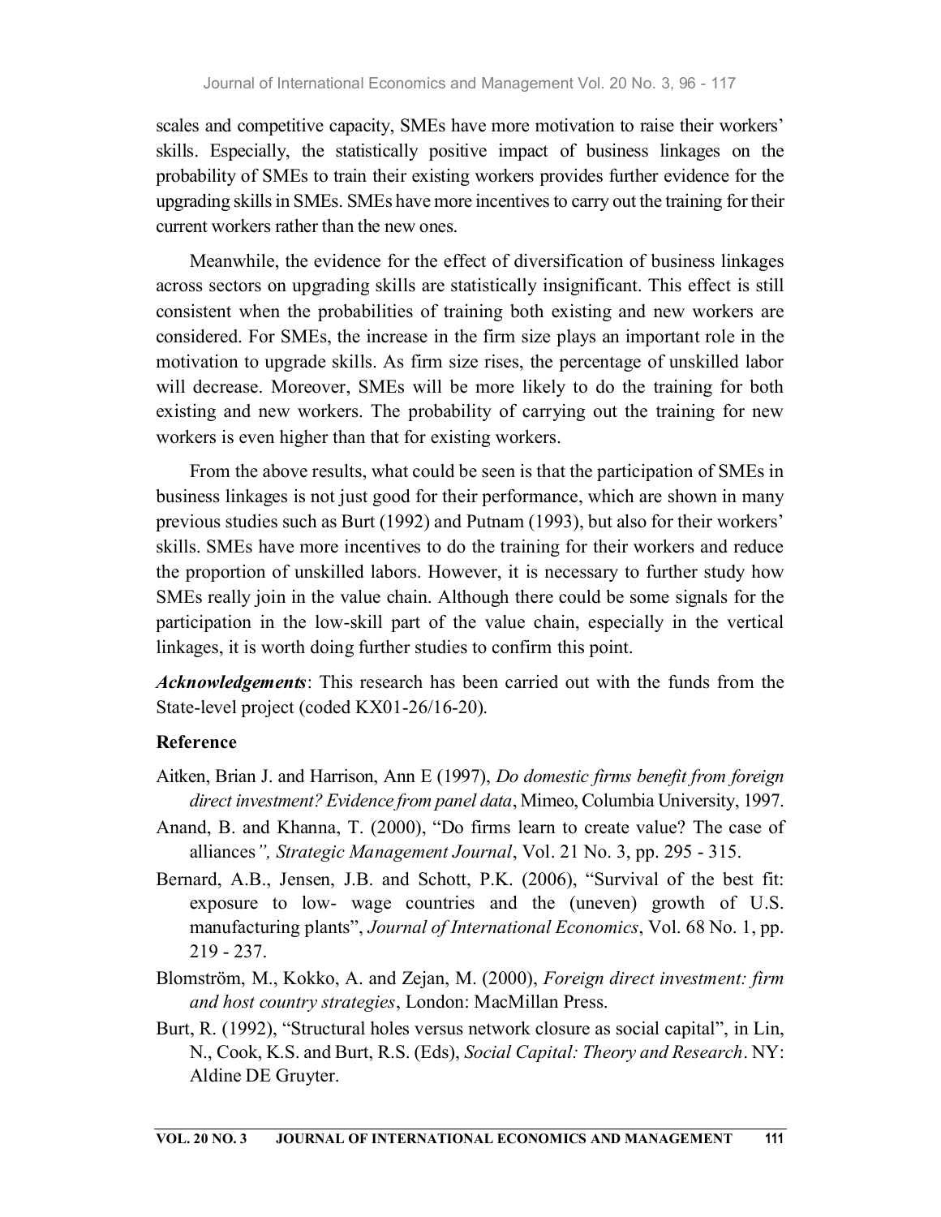scales and competitive capacity, SMEs have more motivation to raise their workers' skills. Especially, the statistically positive impact of business linkages on the probability of SMEs to train their existing workers provides further evidence for the upgrading skills in SMEs. SMEs have more incentives to carry out the training for their current workers rather than the new ones.

Meanwhile, the evidence for the effect of diversification of business linkages across sectors on upgrading skills are statistically insignificant. This effect is still consistent when the probabilities of training both existing and new workers are considered. For SMEs, the increase in the firm size plays an important role in the motivation to upgrade skills. As firm size rises, the percentage of unskilled labor will decrease. Moreover, SMEs will be more likely to do the training for both existing and new workers. The probability of carrying out the training for new workers is even higher than that for existing workers.

From the above results, what could be seen is that the participation of SMEs in business linkages is not just good for their performance, which are shown in many previous studies such as Burt (1992) and Putnam (1993), but also for their workers' skills. SMEs have more incentives to do the training for their workers and reduce the proportion of unskilled labors. However, it is necessary to further study how SMEs really join in the value chain. Although there could be some signals for the participation in the low-skill part of the value chain, especially in the vertical linkages, it is worth doing further studies to confirm this point.

***Acknowledgements***: This research has been carried out with the funds from the State-level project (coded KX01-26/16-20).

## Reference

Aitken, Brian J. and Harrison, Ann E (1997), *Do domestic firms benefit from foreign direct investment? Evidence from panel data*, Mimeo, Columbia University, 1997.

Anand, B. and Khanna, T. (2000), "Do firms learn to create value? The case of alliances*", Strategic Management Journal*, Vol. 21 No. 3, pp. 295 - 315.

Bernard, A.B., Jensen, J.B. and Schott, P.K. (2006), "Survival of the best fit: exposure to low- wage countries and the (uneven) growth of U.S. manufacturing plants", *Journal of International Economics*, Vol. 68 No. 1, pp. 219 - 237.

Blomström, M., Kokko, A. and Zejan, M. (2000), *Foreign direct investment: firm and host country strategies*, London: MacMillan Press.

Burt, R. (1992), "Structural holes versus network closure as social capital", in Lin, N., Cook, K.S. and Burt, R.S. (Eds), *Social Capital: Theory and Research*. NY: Aldine DE Gruyter.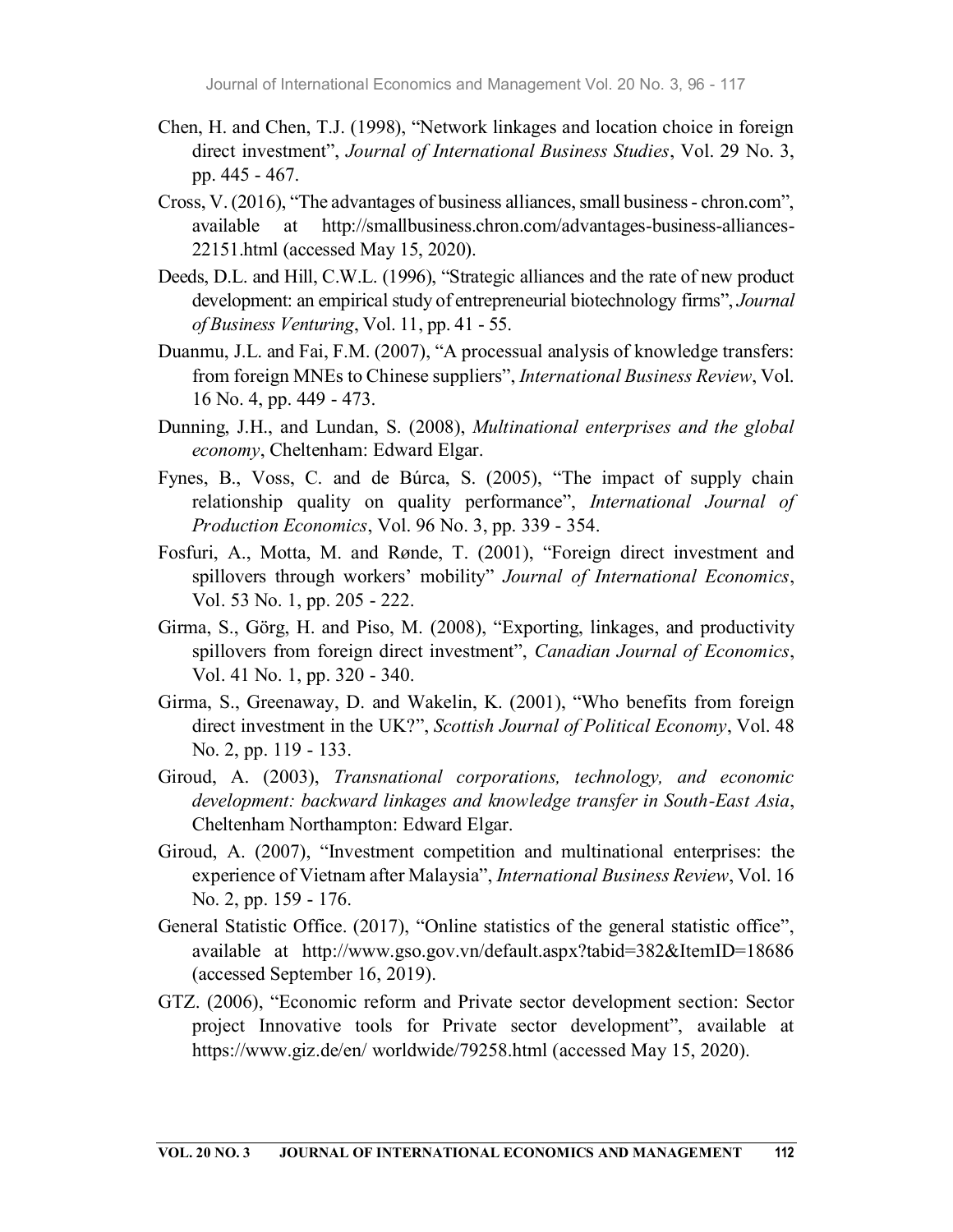Chen, H. and Chen, T.J. (1998), "Network linkages and location choice in foreign direct investment", *Journal of International Business Studies*, Vol. 29 No. 3, pp. 445 - 467.

Cross, V. (2016), "The advantages of business alliances, small business - chron.com", available at http://smallbusiness.chron.com/advantages-business-alliances-22151.html (accessed May 15, 2020).

Deeds, D.L. and Hill, C.W.L. (1996), "Strategic alliances and the rate of new product development: an empirical study of entrepreneurial biotechnology firms", *Journal of Business Venturing*, Vol. 11, pp. 41 - 55.

Duanmu, J.L. and Fai, F.M. (2007), "A processual analysis of knowledge transfers: from foreign MNEs to Chinese suppliers", *International Business Review*, Vol. 16 No. 4, pp. 449 - 473.

Dunning, J.H., and Lundan, S. (2008), *Multinational enterprises and the global economy*, Cheltenham: Edward Elgar.

Fynes, B., Voss, C. and de Búrca, S. (2005), "The impact of supply chain relationship quality on quality performance", *International Journal of Production Economics*, Vol. 96 No. 3, pp. 339 - 354.

Fosfuri, A., Motta, M. and Rønde, T. (2001), "Foreign direct investment and spillovers through workers' mobility" *Journal of International Economics*, Vol. 53 No. 1, pp. 205 - 222.

Girma, S., Görg, H. and Piso, M. (2008), "Exporting, linkages, and productivity spillovers from foreign direct investment", *Canadian Journal of Economics*, Vol. 41 No. 1, pp. 320 - 340.

Girma, S., Greenaway, D. and Wakelin, K. (2001), "Who benefits from foreign direct investment in the UK?", *Scottish Journal of Political Economy*, Vol. 48 No. 2, pp. 119 - 133.

Giroud, A. (2003), *Transnational corporations, technology, and economic development: backward linkages and knowledge transfer in South-East Asia*, Cheltenham Northampton: Edward Elgar.

Giroud, A. (2007), "Investment competition and multinational enterprises: the experience of Vietnam after Malaysia", *International Business Review*, Vol. 16 No. 2, pp. 159 - 176.

General Statistic Office. (2017), "Online statistics of the general statistic office", available at http://www.gso.gov.vn/default.aspx?tabid=382&ItemID=18686 (accessed September 16, 2019).

GTZ. (2006), "Economic reform and Private sector development section: Sector project Innovative tools for Private sector development", available at https://www.giz.de/en/ worldwide/79258.html (accessed May 15, 2020).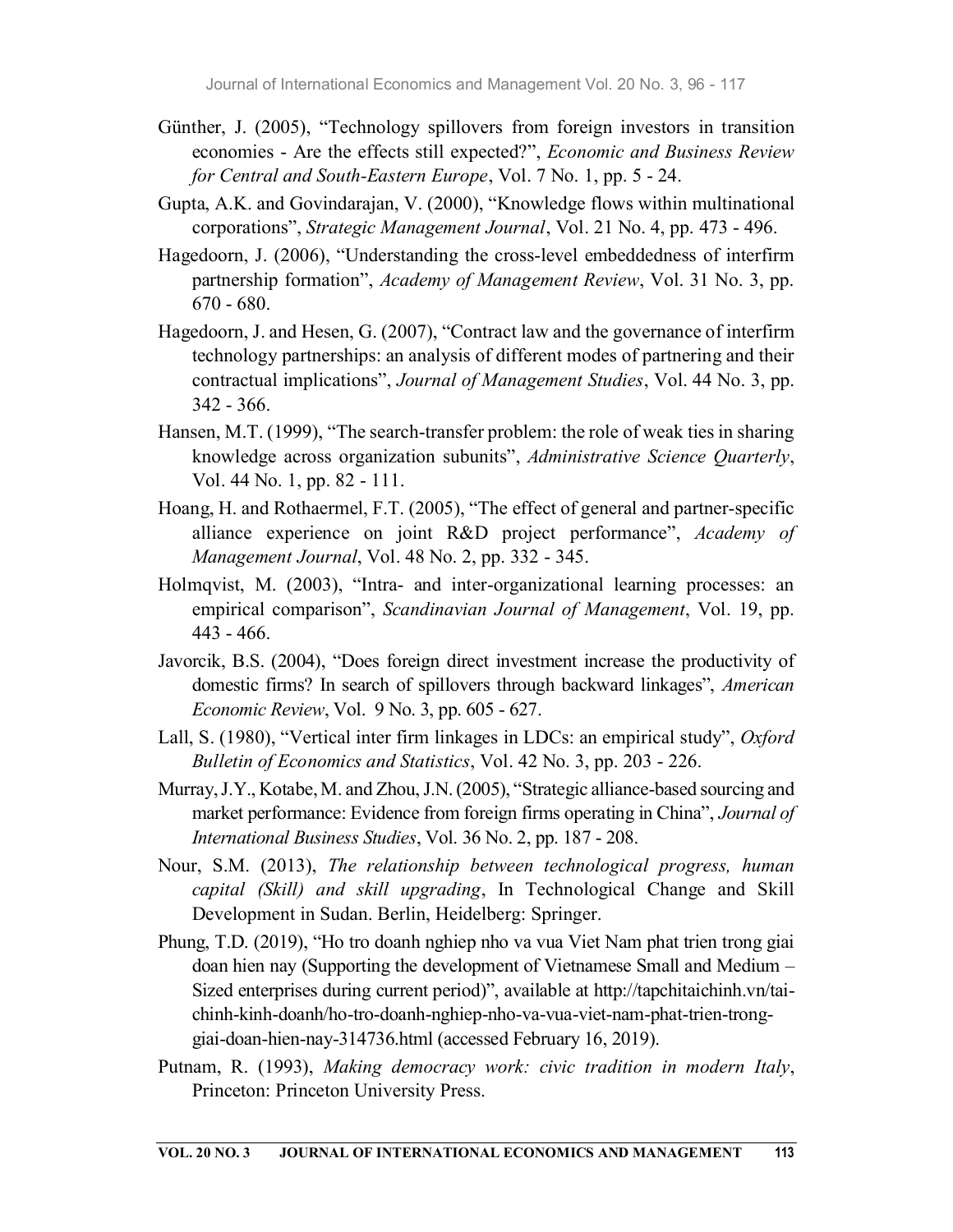Günther, J. (2005), "Technology spillovers from foreign investors in transition economies - Are the effects still expected?", *Economic and Business Review for Central and South-Eastern Europe*, Vol. 7 No. 1, pp. 5 - 24.

Gupta, A.K. and Govindarajan, V. (2000), "Knowledge flows within multinational corporations", *Strategic Management Journal*, Vol. 21 No. 4, pp. 473 - 496.

Hagedoorn, J. (2006), "Understanding the cross-level embeddedness of interfirm partnership formation", *Academy of Management Review*, Vol. 31 No. 3, pp. 670 - 680.

Hagedoorn, J. and Hesen, G. (2007), "Contract law and the governance of interfirm technology partnerships: an analysis of different modes of partnering and their contractual implications", *Journal of Management Studies*, Vol. 44 No. 3, pp. 342 - 366.

Hansen, M.T. (1999), "The search-transfer problem: the role of weak ties in sharing knowledge across organization subunits", *Administrative Science Quarterly*, Vol. 44 No. 1, pp. 82 - 111.

Hoang, H. and Rothaermel, F.T. (2005), "The effect of general and partner-specific alliance experience on joint R&D project performance", *Academy of Management Journal*, Vol. 48 No. 2, pp. 332 - 345.

Holmqvist, M. (2003), "Intra- and inter-organizational learning processes: an empirical comparison", *Scandinavian Journal of Management*, Vol. 19, pp. 443 - 466.

Javorcik, B.S. (2004), "Does foreign direct investment increase the productivity of domestic firms? In search of spillovers through backward linkages", *American Economic Review*, Vol. 9 No. 3, pp. 605 - 627.

Lall, S. (1980), "Vertical inter firm linkages in LDCs: an empirical study", *Oxford Bulletin of Economics and Statistics*, Vol. 42 No. 3, pp. 203 - 226.

Murray, J.Y., Kotabe, M. and Zhou, J.N. (2005), "Strategic alliance-based sourcing and market performance: Evidence from foreign firms operating in China", *Journal of International Business Studies*, Vol. 36 No. 2, pp. 187 - 208.

Nour, S.M. (2013), *The relationship between technological progress, human capital (Skill) and skill upgrading*, In Technological Change and Skill Development in Sudan. Berlin, Heidelberg: Springer.

Phung, T.D. (2019), "Ho tro doanh nghiep nho va vua Viet Nam phat trien trong giai doan hien nay (Supporting the development of Vietnamese Small and Medium – Sized enterprises during current period)", available at http://tapchitaichinh.vn/tai-chinh-kinh-doanh/ho-tro-doanh-nghiep-nho-va-vua-viet-nam-phat-trien-trong-giai-doan-hien-nay-314736.html (accessed February 16, 2019).

Putnam, R. (1993), *Making democracy work: civic tradition in modern Italy*, Princeton: Princeton University Press.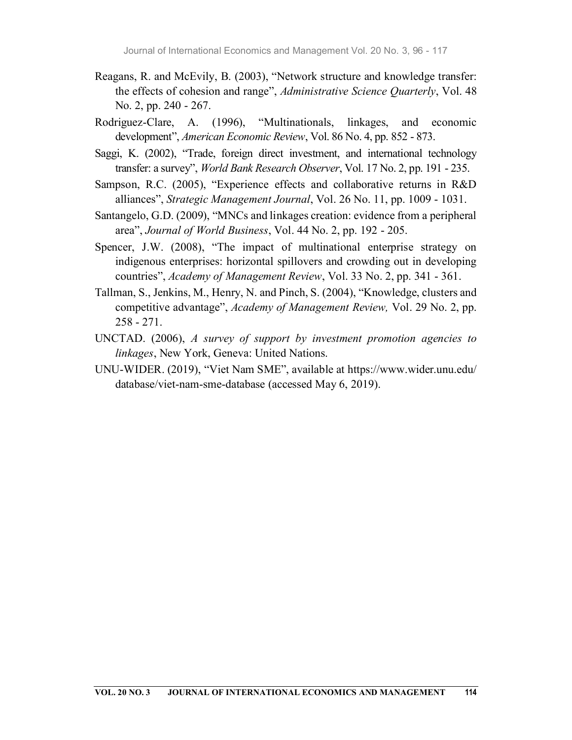Reagans, R. and McEvily, B. (2003), "Network structure and knowledge transfer: the effects of cohesion and range", *Administrative Science Quarterly*, Vol. 48 No. 2, pp. 240 - 267.

Rodriguez-Clare, A. (1996), "Multinationals, linkages, and economic development", *American Economic Review*, Vol. 86 No. 4, pp. 852 - 873.

Saggi, K. (2002), "Trade, foreign direct investment, and international technology transfer: a survey", *World Bank Research Observer*, Vol. 17 No. 2, pp. 191 - 235.

Sampson, R.C. (2005), "Experience effects and collaborative returns in R&D alliances", *Strategic Management Journal*, Vol. 26 No. 11, pp. 1009 - 1031.

Santangelo, G.D. (2009), "MNCs and linkages creation: evidence from a peripheral area", *Journal of World Business*, Vol. 44 No. 2, pp. 192 - 205.

Spencer, J.W. (2008), "The impact of multinational enterprise strategy on indigenous enterprises: horizontal spillovers and crowding out in developing countries", *Academy of Management Review*, Vol. 33 No. 2, pp. 341 - 361.

Tallman, S., Jenkins, M., Henry, N. and Pinch, S. (2004), "Knowledge, clusters and competitive advantage", *Academy of Management Review,* Vol. 29 No. 2, pp. 258 - 271.

UNCTAD. (2006), *A survey of support by investment promotion agencies to linkages*, New York, Geneva: United Nations.

UNU-WIDER. (2019), "Viet Nam SME", available at https://www.wider.unu.edu/database/viet-nam-sme-database (accessed May 6, 2019).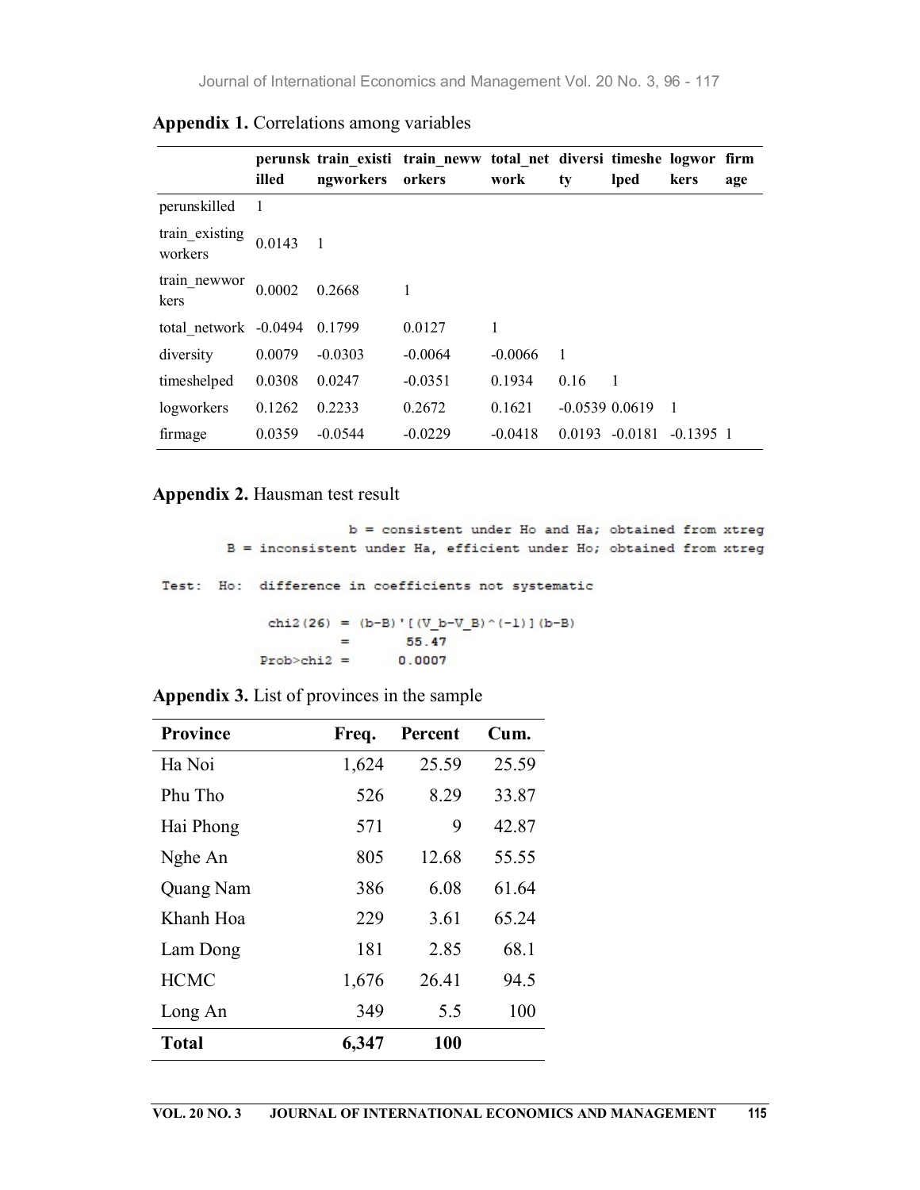**Appendix 1.** Correlations among variables

| | perunskilled | train_existingworkers | train_newworkers | total_network | diversity | timeshelped | logworkers | firmage |
|---|---|---|---|---|---|---|---|---|
| perunskilled | 1 | | | | | | | |
| train_existing workers | 0.0143 | 1 | | | | | | |
| train_newworkers | 0.0002 | 0.2668 | 1 | | | | | |
| total_network | -0.0494 | 0.1799 | 0.0127 | 1 | | | | |
| diversity | 0.0079 | -0.0303 | -0.0064 | -0.0066 | 1 | | | |
| timeshelped | 0.0308 | 0.0247 | -0.0351 | 0.1934 | 0.16 | 1 | | |
| logworkers | 0.1262 | 0.2233 | 0.2672 | 0.1621 | -0.0539 | 0.0619 | 1 | |
| firmage | 0.0359 | -0.0544 | -0.0229 | -0.0418 | 0.0193 | -0.0181 | -0.1395 | 1 |

**Appendix 2.** Hausman test result

```
                 b = consistent under Ho and Ha; obtained from xtreg
    B = inconsistent under Ha, efficient under Ho; obtained from xtreg

Test:  Ho:  difference in coefficients not systematic

           chi2(26) = (b-B)'[(V_b-V_B)^(-1)](b-B)
                    =       55.47
          Prob>chi2 =      0.0007
```

**Appendix 3.** List of provinces in the sample

| Province | Freq. | Percent | Cum. |
|---|---|---|---|
| Ha Noi | 1,624 | 25.59 | 25.59 |
| Phu Tho | 526 | 8.29 | 33.87 |
| Hai Phong | 571 | 9 | 42.87 |
| Nghe An | 805 | 12.68 | 55.55 |
| Quang Nam | 386 | 6.08 | 61.64 |
| Khanh Hoa | 229 | 3.61 | 65.24 |
| Lam Dong | 181 | 2.85 | 68.1 |
| HCMC | 1,676 | 26.41 | 94.5 |
| Long An | 349 | 5.5 | 100 |
| **Total** | **6,347** | **100** | |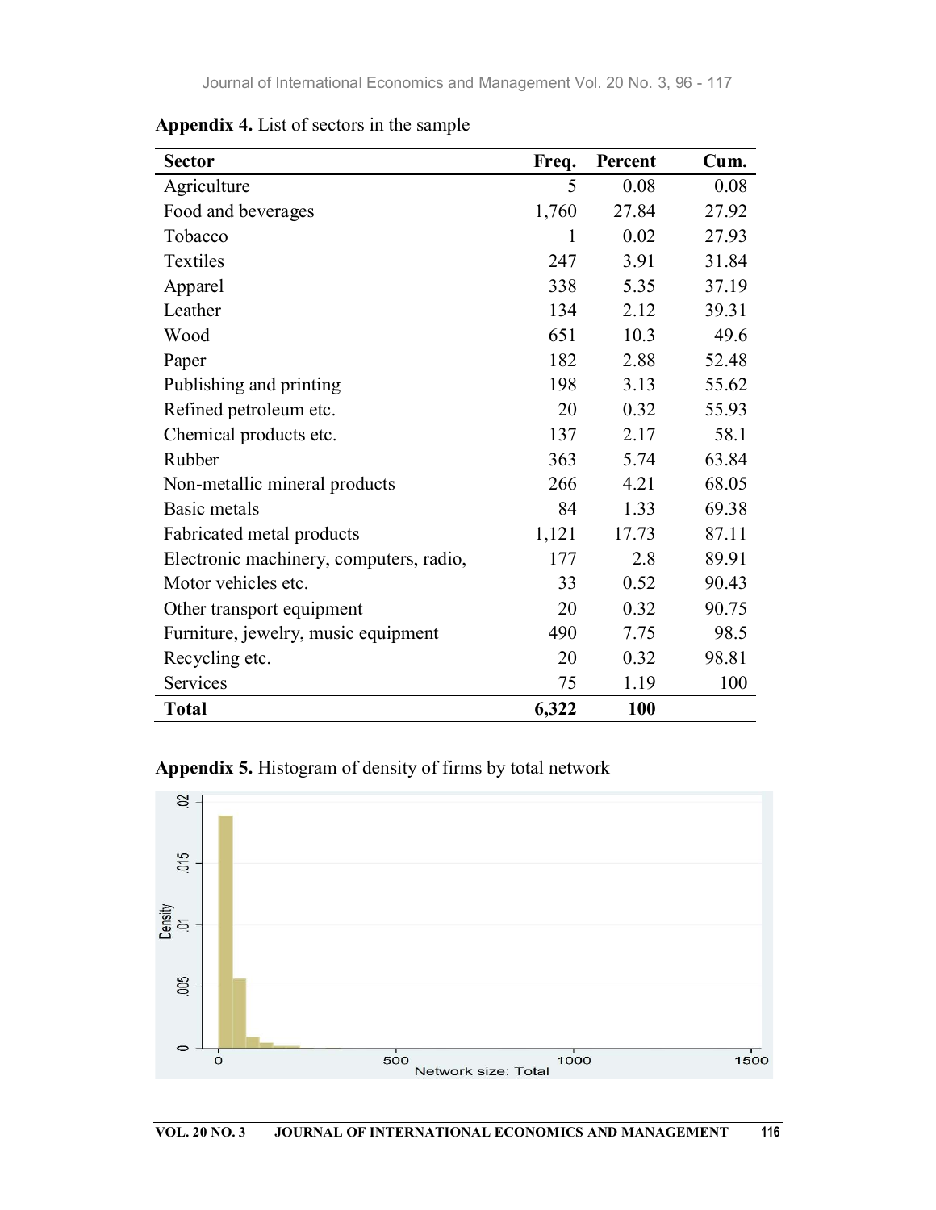**Appendix 4.** List of sectors in the sample

| Sector | Freq. | Percent | Cum. |
|---|---|---|---|
| Agriculture | 5 | 0.08 | 0.08 |
| Food and beverages | 1,760 | 27.84 | 27.92 |
| Tobacco | 1 | 0.02 | 27.93 |
| Textiles | 247 | 3.91 | 31.84 |
| Apparel | 338 | 5.35 | 37.19 |
| Leather | 134 | 2.12 | 39.31 |
| Wood | 651 | 10.3 | 49.6 |
| Paper | 182 | 2.88 | 52.48 |
| Publishing and printing | 198 | 3.13 | 55.62 |
| Refined petroleum etc. | 20 | 0.32 | 55.93 |
| Chemical products etc. | 137 | 2.17 | 58.1 |
| Rubber | 363 | 5.74 | 63.84 |
| Non-metallic mineral products | 266 | 4.21 | 68.05 |
| Basic metals | 84 | 1.33 | 69.38 |
| Fabricated metal products | 1,121 | 17.73 | 87.11 |
| Electronic machinery, computers, radio, | 177 | 2.8 | 89.91 |
| Motor vehicles etc. | 33 | 0.52 | 90.43 |
| Other transport equipment | 20 | 0.32 | 90.75 |
| Furniture, jewelry, music equipment | 490 | 7.75 | 98.5 |
| Recycling etc. | 20 | 0.32 | 98.81 |
| Services | 75 | 1.19 | 100 |
| **Total** | **6,322** | **100** | |

**Appendix 5.** Histogram of density of firms by total network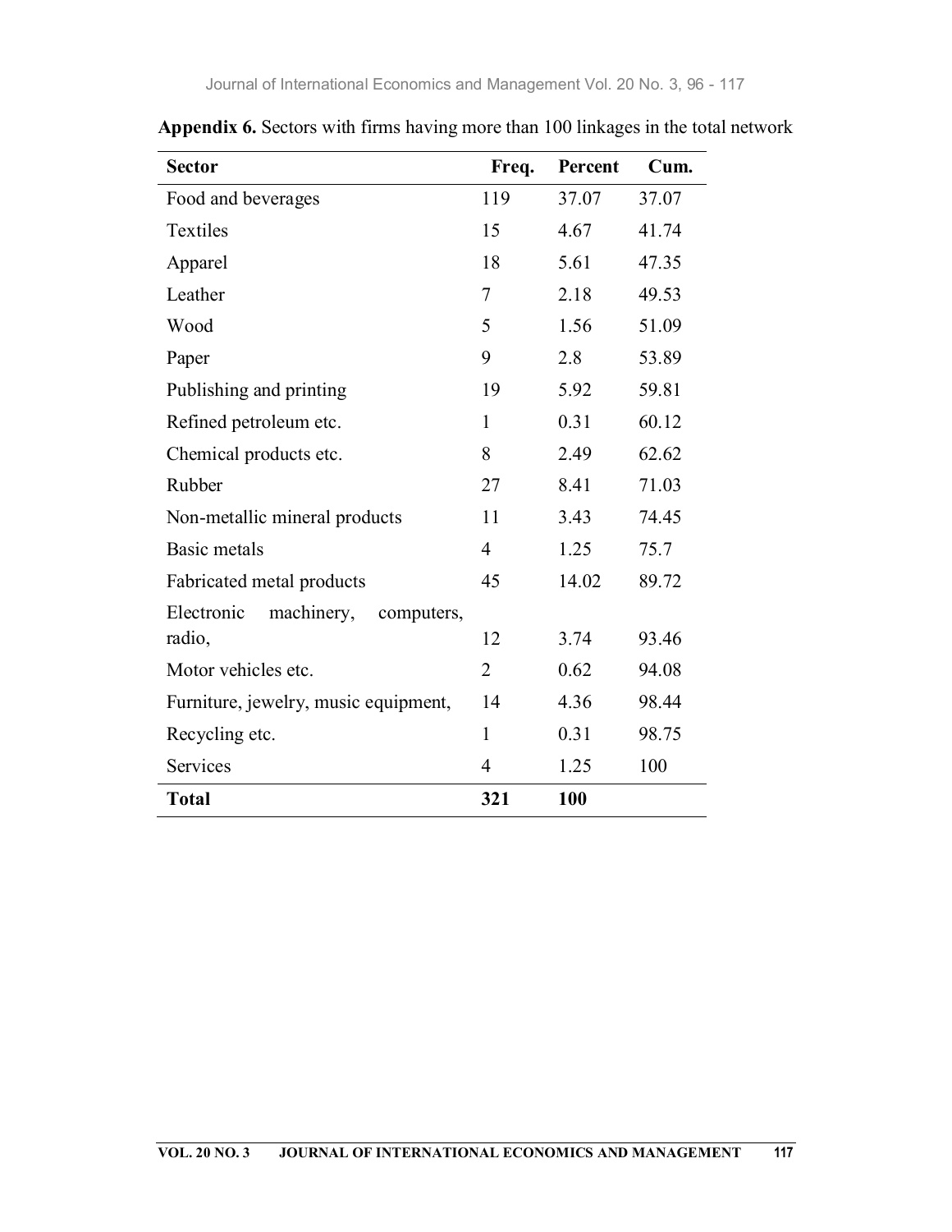**Appendix 6.** Sectors with firms having more than 100 linkages in the total network

| Sector | Freq. | Percent | Cum. |
|---|---|---|---|
| Food and beverages | 119 | 37.07 | 37.07 |
| Textiles | 15 | 4.67 | 41.74 |
| Apparel | 18 | 5.61 | 47.35 |
| Leather | 7 | 2.18 | 49.53 |
| Wood | 5 | 1.56 | 51.09 |
| Paper | 9 | 2.8 | 53.89 |
| Publishing and printing | 19 | 5.92 | 59.81 |
| Refined petroleum etc. | 1 | 0.31 | 60.12 |
| Chemical products etc. | 8 | 2.49 | 62.62 |
| Rubber | 27 | 8.41 | 71.03 |
| Non-metallic mineral products | 11 | 3.43 | 74.45 |
| Basic metals | 4 | 1.25 | 75.7 |
| Fabricated metal products | 45 | 14.02 | 89.72 |
| Electronic machinery, computers, radio, | 12 | 3.74 | 93.46 |
| Motor vehicles etc. | 2 | 0.62 | 94.08 |
| Furniture, jewelry, music equipment, | 14 | 4.36 | 98.44 |
| Recycling etc. | 1 | 0.31 | 98.75 |
| Services | 4 | 1.25 | 100 |
| **Total** | **321** | **100** | |